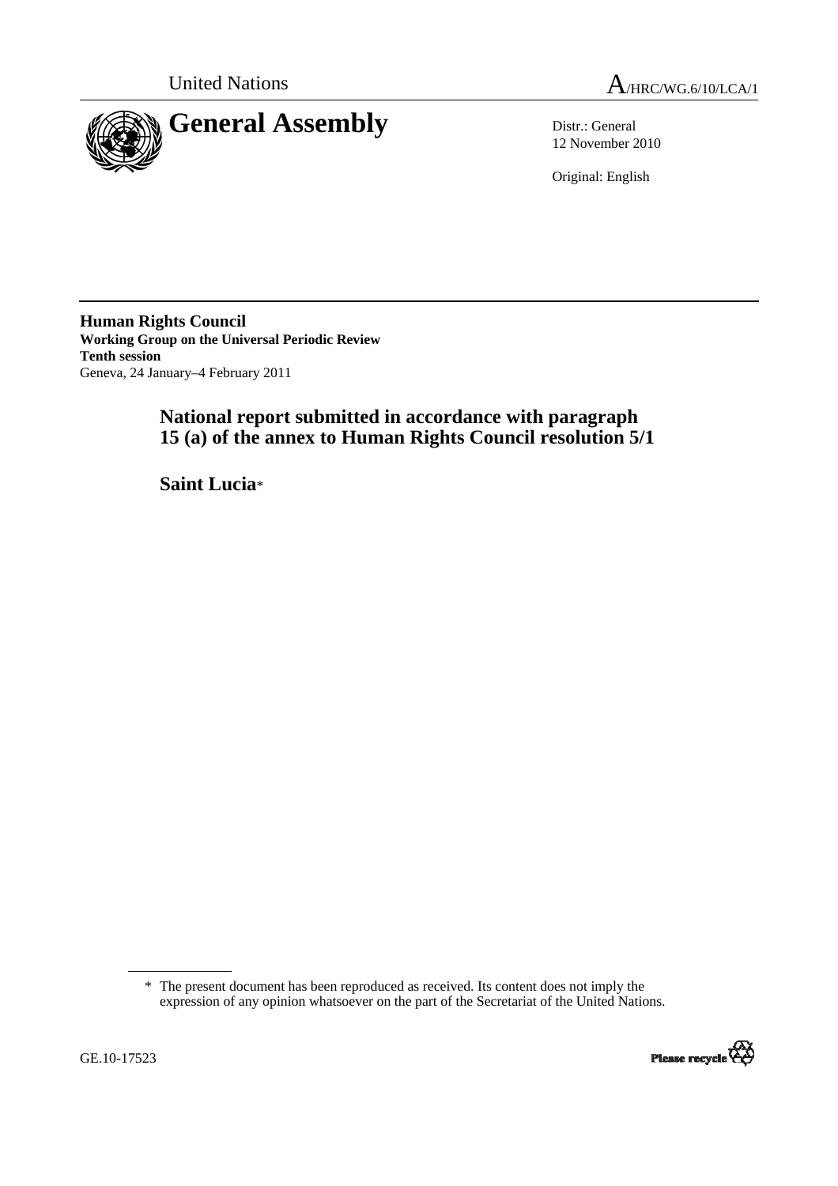United Nations A/HRC/WG.6/10/LCA/1

# General Assembly

Distr.: General
12 November 2010

Original: English

**Human Rights Council**
**Working Group on the Universal Periodic Review**
**Tenth session**
Geneva, 24 January–4 February 2011

## National report submitted in accordance with paragraph 15 (a) of the annex to Human Rights Council resolution 5/1

## Saint Lucia*

\* The present document has been reproduced as received. Its content does not imply the expression of any opinion whatsoever on the part of the Secretariat of the United Nations.

GE.10-17523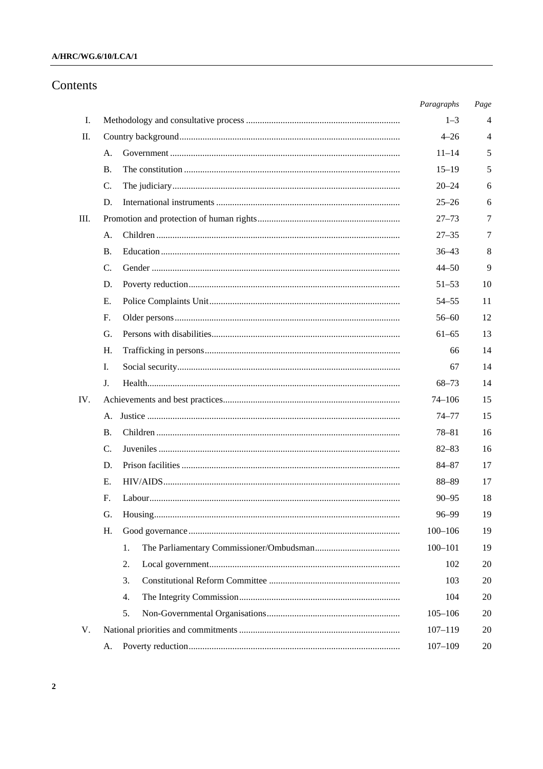# Contents

| | | Paragraphs | Page |
|---|---|---|---|
| I. | Methodology and consultative process | 1–3 | 4 |
| II. | Country background | 4–26 | 4 |
| | A. Government | 11–14 | 5 |
| | B. The constitution | 15–19 | 5 |
| | C. The judiciary | 20–24 | 6 |
| | D. International instruments | 25–26 | 6 |
| III. | Promotion and protection of human rights | 27–73 | 7 |
| | A. Children | 27–35 | 7 |
| | B. Education | 36–43 | 8 |
| | C. Gender | 44–50 | 9 |
| | D. Poverty reduction | 51–53 | 10 |
| | E. Police Complaints Unit | 54–55 | 11 |
| | F. Older persons | 56–60 | 12 |
| | G. Persons with disabilities | 61–65 | 13 |
| | H. Trafficking in persons | 66 | 14 |
| | I. Social security | 67 | 14 |
| | J. Health | 68–73 | 14 |
| IV. | Achievements and best practices | 74–106 | 15 |
| | A. Justice | 74–77 | 15 |
| | B. Children | 78–81 | 16 |
| | C. Juveniles | 82–83 | 16 |
| | D. Prison facilities | 84–87 | 17 |
| | E. HIV/AIDS | 88–89 | 17 |
| | F. Labour | 90–95 | 18 |
| | G. Housing | 96–99 | 19 |
| | H. Good governance | 100–106 | 19 |
| | 1. The Parliamentary Commissioner/Ombudsman | 100–101 | 19 |
| | 2. Local government | 102 | 20 |
| | 3. Constitutional Reform Committee | 103 | 20 |
| | 4. The Integrity Commission | 104 | 20 |
| | 5. Non-Governmental Organisations | 105–106 | 20 |
| V. | National priorities and commitments | 107–119 | 20 |
| | A. Poverty reduction | 107–109 | 20 |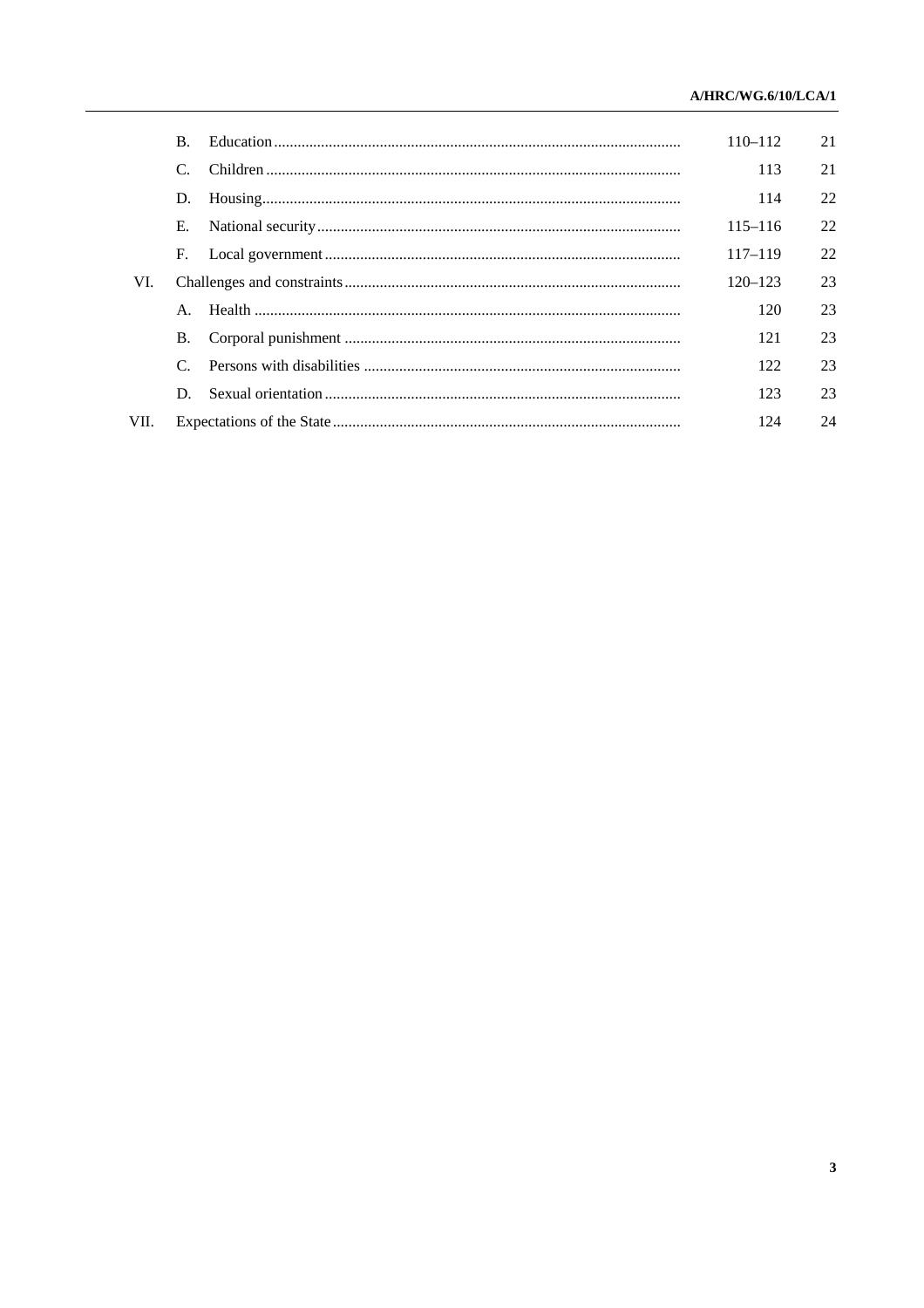| | | | Paragraphs | Page |
|---|---|---|---|---|
| | B. | Education | 110–112 | 21 |
| | C. | Children | 113 | 21 |
| | D. | Housing | 114 | 22 |
| | E. | National security | 115–116 | 22 |
| | F. | Local government | 117–119 | 22 |
| VI. | | Challenges and constraints | 120–123 | 23 |
| | A. | Health | 120 | 23 |
| | B. | Corporal punishment | 121 | 23 |
| | C. | Persons with disabilities | 122 | 23 |
| | D. | Sexual orientation | 123 | 23 |
| VII. | | Expectations of the State | 124 | 24 |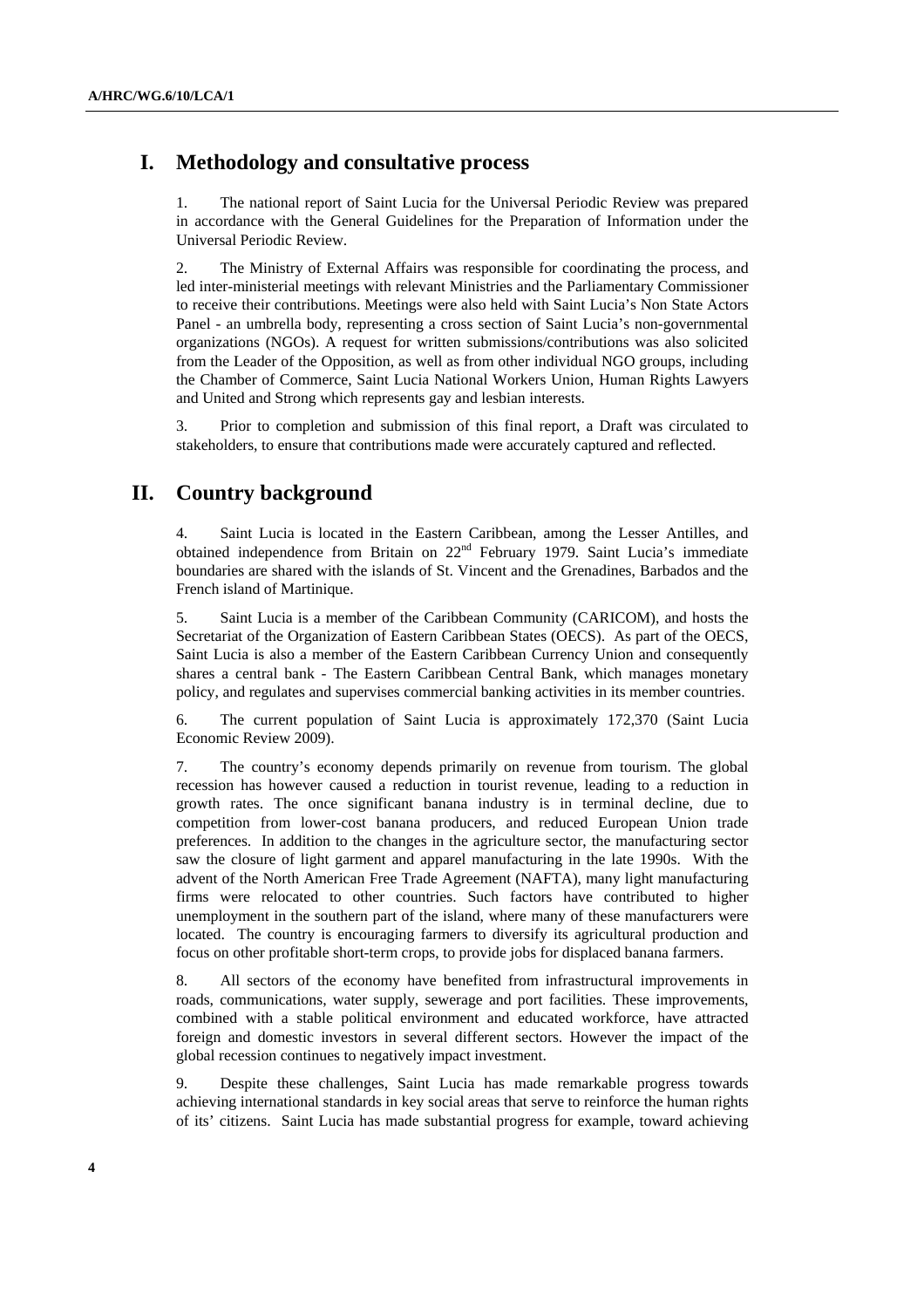## I. Methodology and consultative process

1. The national report of Saint Lucia for the Universal Periodic Review was prepared in accordance with the General Guidelines for the Preparation of Information under the Universal Periodic Review.

2. The Ministry of External Affairs was responsible for coordinating the process, and led inter-ministerial meetings with relevant Ministries and the Parliamentary Commissioner to receive their contributions. Meetings were also held with Saint Lucia's Non State Actors Panel - an umbrella body, representing a cross section of Saint Lucia's non-governmental organizations (NGOs). A request for written submissions/contributions was also solicited from the Leader of the Opposition, as well as from other individual NGO groups, including the Chamber of Commerce, Saint Lucia National Workers Union, Human Rights Lawyers and United and Strong which represents gay and lesbian interests.

3. Prior to completion and submission of this final report, a Draft was circulated to stakeholders, to ensure that contributions made were accurately captured and reflected.

## II. Country background

4. Saint Lucia is located in the Eastern Caribbean, among the Lesser Antilles, and obtained independence from Britain on 22nd February 1979. Saint Lucia's immediate boundaries are shared with the islands of St. Vincent and the Grenadines, Barbados and the French island of Martinique.

5. Saint Lucia is a member of the Caribbean Community (CARICOM), and hosts the Secretariat of the Organization of Eastern Caribbean States (OECS). As part of the OECS, Saint Lucia is also a member of the Eastern Caribbean Currency Union and consequently shares a central bank - The Eastern Caribbean Central Bank, which manages monetary policy, and regulates and supervises commercial banking activities in its member countries.

6. The current population of Saint Lucia is approximately 172,370 (Saint Lucia Economic Review 2009).

7. The country's economy depends primarily on revenue from tourism. The global recession has however caused a reduction in tourist revenue, leading to a reduction in growth rates. The once significant banana industry is in terminal decline, due to competition from lower-cost banana producers, and reduced European Union trade preferences. In addition to the changes in the agriculture sector, the manufacturing sector saw the closure of light garment and apparel manufacturing in the late 1990s. With the advent of the North American Free Trade Agreement (NAFTA), many light manufacturing firms were relocated to other countries. Such factors have contributed to higher unemployment in the southern part of the island, where many of these manufacturers were located. The country is encouraging farmers to diversify its agricultural production and focus on other profitable short-term crops, to provide jobs for displaced banana farmers.

8. All sectors of the economy have benefited from infrastructural improvements in roads, communications, water supply, sewerage and port facilities. These improvements, combined with a stable political environment and educated workforce, have attracted foreign and domestic investors in several different sectors. However the impact of the global recession continues to negatively impact investment.

9. Despite these challenges, Saint Lucia has made remarkable progress towards achieving international standards in key social areas that serve to reinforce the human rights of its' citizens. Saint Lucia has made substantial progress for example, toward achieving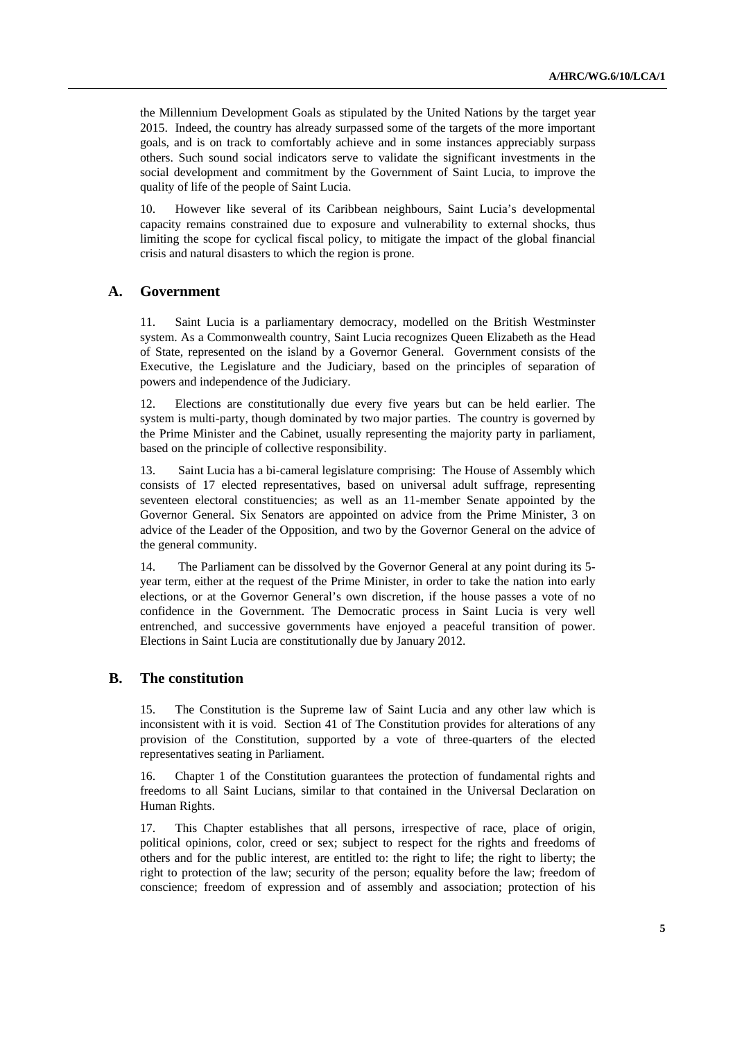the Millennium Development Goals as stipulated by the United Nations by the target year 2015. Indeed, the country has already surpassed some of the targets of the more important goals, and is on track to comfortably achieve and in some instances appreciably surpass others. Such sound social indicators serve to validate the significant investments in the social development and commitment by the Government of Saint Lucia, to improve the quality of life of the people of Saint Lucia.

10. However like several of its Caribbean neighbours, Saint Lucia's developmental capacity remains constrained due to exposure and vulnerability to external shocks, thus limiting the scope for cyclical fiscal policy, to mitigate the impact of the global financial crisis and natural disasters to which the region is prone.

## A. Government

11. Saint Lucia is a parliamentary democracy, modelled on the British Westminster system. As a Commonwealth country, Saint Lucia recognizes Queen Elizabeth as the Head of State, represented on the island by a Governor General. Government consists of the Executive, the Legislature and the Judiciary, based on the principles of separation of powers and independence of the Judiciary.

12. Elections are constitutionally due every five years but can be held earlier. The system is multi-party, though dominated by two major parties. The country is governed by the Prime Minister and the Cabinet, usually representing the majority party in parliament, based on the principle of collective responsibility.

13. Saint Lucia has a bi-cameral legislature comprising: The House of Assembly which consists of 17 elected representatives, based on universal adult suffrage, representing seventeen electoral constituencies; as well as an 11-member Senate appointed by the Governor General. Six Senators are appointed on advice from the Prime Minister, 3 on advice of the Leader of the Opposition, and two by the Governor General on the advice of the general community.

14. The Parliament can be dissolved by the Governor General at any point during its 5-year term, either at the request of the Prime Minister, in order to take the nation into early elections, or at the Governor General's own discretion, if the house passes a vote of no confidence in the Government. The Democratic process in Saint Lucia is very well entrenched, and successive governments have enjoyed a peaceful transition of power. Elections in Saint Lucia are constitutionally due by January 2012.

## B. The constitution

15. The Constitution is the Supreme law of Saint Lucia and any other law which is inconsistent with it is void. Section 41 of The Constitution provides for alterations of any provision of the Constitution, supported by a vote of three-quarters of the elected representatives seating in Parliament.

16. Chapter 1 of the Constitution guarantees the protection of fundamental rights and freedoms to all Saint Lucians, similar to that contained in the Universal Declaration on Human Rights.

17. This Chapter establishes that all persons, irrespective of race, place of origin, political opinions, color, creed or sex; subject to respect for the rights and freedoms of others and for the public interest, are entitled to: the right to life; the right to liberty; the right to protection of the law; security of the person; equality before the law; freedom of conscience; freedom of expression and of assembly and association; protection of his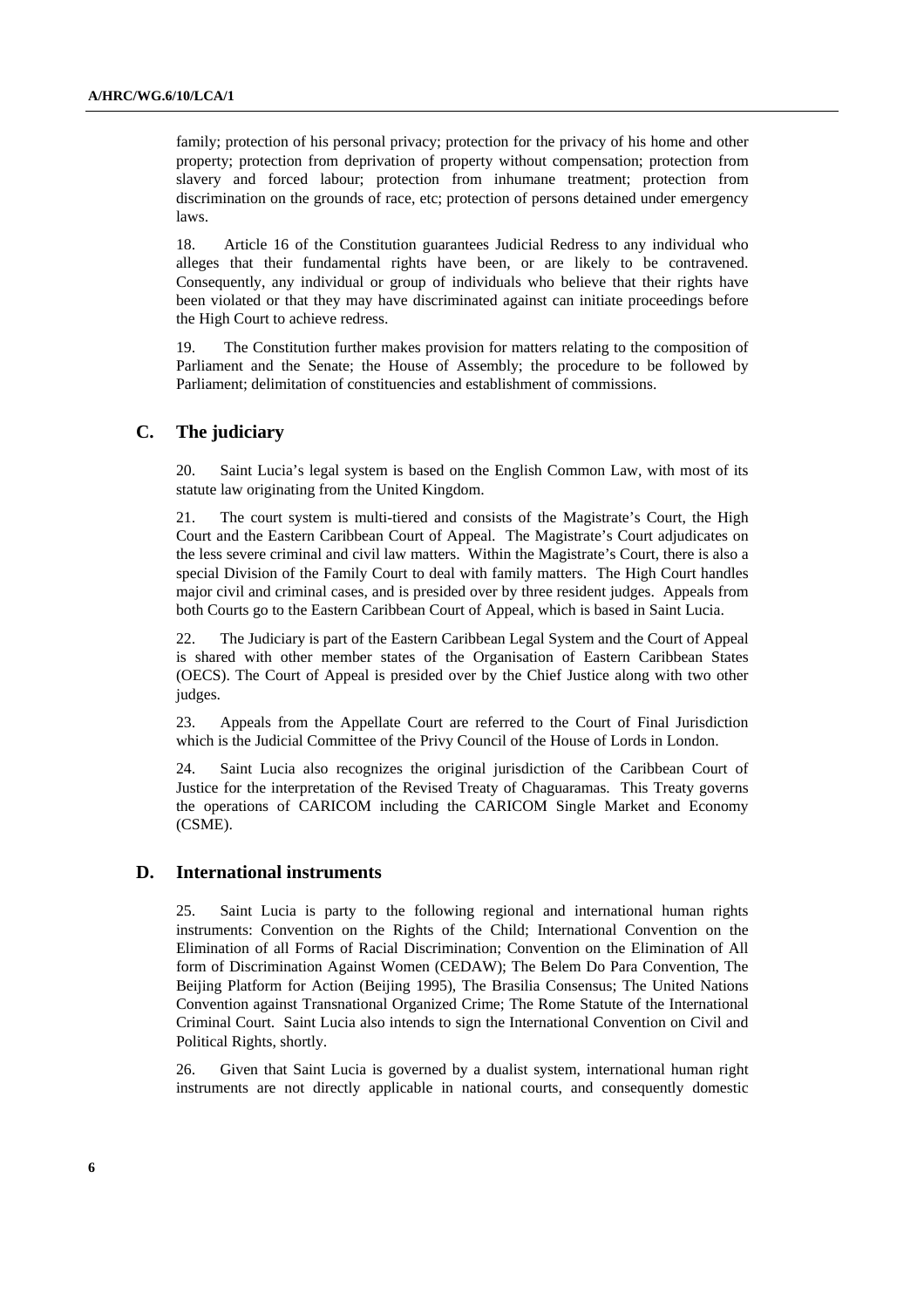family; protection of his personal privacy; protection for the privacy of his home and other property; protection from deprivation of property without compensation; protection from slavery and forced labour; protection from inhumane treatment; protection from discrimination on the grounds of race, etc; protection of persons detained under emergency laws.

18. Article 16 of the Constitution guarantees Judicial Redress to any individual who alleges that their fundamental rights have been, or are likely to be contravened. Consequently, any individual or group of individuals who believe that their rights have been violated or that they may have discriminated against can initiate proceedings before the High Court to achieve redress.

19. The Constitution further makes provision for matters relating to the composition of Parliament and the Senate; the House of Assembly; the procedure to be followed by Parliament; delimitation of constituencies and establishment of commissions.

## C. The judiciary

20. Saint Lucia's legal system is based on the English Common Law, with most of its statute law originating from the United Kingdom.

21. The court system is multi-tiered and consists of the Magistrate's Court, the High Court and the Eastern Caribbean Court of Appeal. The Magistrate's Court adjudicates on the less severe criminal and civil law matters. Within the Magistrate's Court, there is also a special Division of the Family Court to deal with family matters. The High Court handles major civil and criminal cases, and is presided over by three resident judges. Appeals from both Courts go to the Eastern Caribbean Court of Appeal, which is based in Saint Lucia.

22. The Judiciary is part of the Eastern Caribbean Legal System and the Court of Appeal is shared with other member states of the Organisation of Eastern Caribbean States (OECS). The Court of Appeal is presided over by the Chief Justice along with two other judges.

23. Appeals from the Appellate Court are referred to the Court of Final Jurisdiction which is the Judicial Committee of the Privy Council of the House of Lords in London.

24. Saint Lucia also recognizes the original jurisdiction of the Caribbean Court of Justice for the interpretation of the Revised Treaty of Chaguaramas. This Treaty governs the operations of CARICOM including the CARICOM Single Market and Economy (CSME).

## D. International instruments

25. Saint Lucia is party to the following regional and international human rights instruments: Convention on the Rights of the Child; International Convention on the Elimination of all Forms of Racial Discrimination; Convention on the Elimination of All form of Discrimination Against Women (CEDAW); The Belem Do Para Convention, The Beijing Platform for Action (Beijing 1995), The Brasilia Consensus; The United Nations Convention against Transnational Organized Crime; The Rome Statute of the International Criminal Court. Saint Lucia also intends to sign the International Convention on Civil and Political Rights, shortly.

26. Given that Saint Lucia is governed by a dualist system, international human right instruments are not directly applicable in national courts, and consequently domestic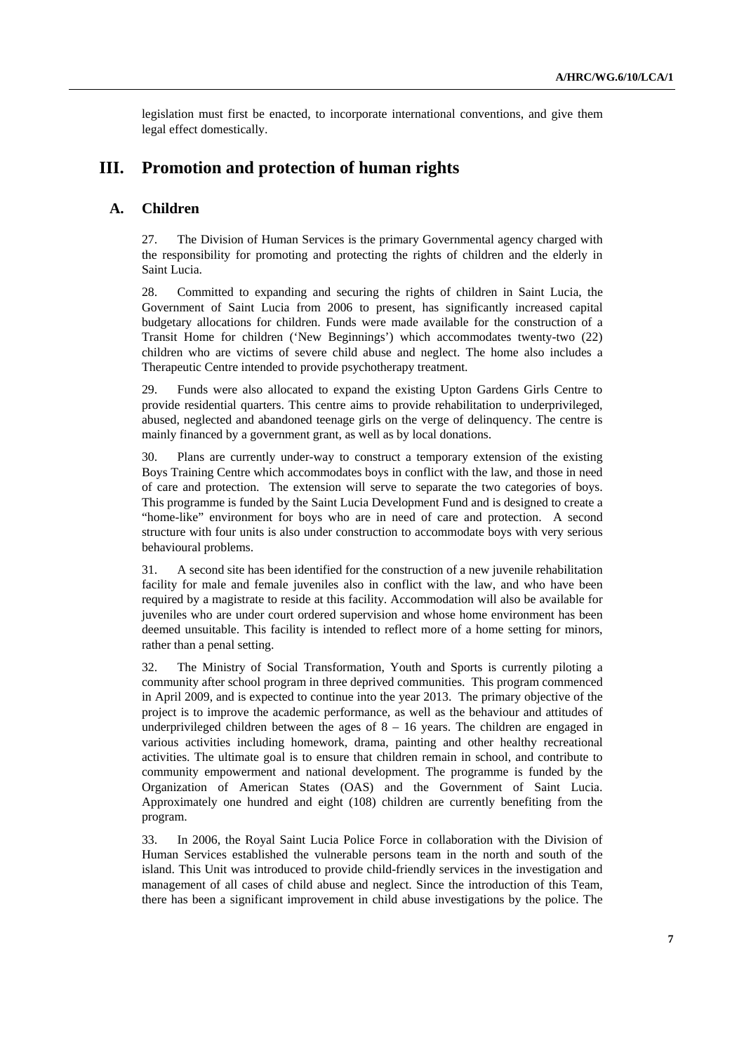legislation must first be enacted, to incorporate international conventions, and give them legal effect domestically.

# III. Promotion and protection of human rights

## A. Children

27. The Division of Human Services is the primary Governmental agency charged with the responsibility for promoting and protecting the rights of children and the elderly in Saint Lucia.

28. Committed to expanding and securing the rights of children in Saint Lucia, the Government of Saint Lucia from 2006 to present, has significantly increased capital budgetary allocations for children. Funds were made available for the construction of a Transit Home for children ('New Beginnings') which accommodates twenty-two (22) children who are victims of severe child abuse and neglect. The home also includes a Therapeutic Centre intended to provide psychotherapy treatment.

29. Funds were also allocated to expand the existing Upton Gardens Girls Centre to provide residential quarters. This centre aims to provide rehabilitation to underprivileged, abused, neglected and abandoned teenage girls on the verge of delinquency. The centre is mainly financed by a government grant, as well as by local donations.

30. Plans are currently under-way to construct a temporary extension of the existing Boys Training Centre which accommodates boys in conflict with the law, and those in need of care and protection. The extension will serve to separate the two categories of boys. This programme is funded by the Saint Lucia Development Fund and is designed to create a "home-like" environment for boys who are in need of care and protection. A second structure with four units is also under construction to accommodate boys with very serious behavioural problems.

31. A second site has been identified for the construction of a new juvenile rehabilitation facility for male and female juveniles also in conflict with the law, and who have been required by a magistrate to reside at this facility. Accommodation will also be available for juveniles who are under court ordered supervision and whose home environment has been deemed unsuitable. This facility is intended to reflect more of a home setting for minors, rather than a penal setting.

32. The Ministry of Social Transformation, Youth and Sports is currently piloting a community after school program in three deprived communities. This program commenced in April 2009, and is expected to continue into the year 2013. The primary objective of the project is to improve the academic performance, as well as the behaviour and attitudes of underprivileged children between the ages of 8 – 16 years. The children are engaged in various activities including homework, drama, painting and other healthy recreational activities. The ultimate goal is to ensure that children remain in school, and contribute to community empowerment and national development. The programme is funded by the Organization of American States (OAS) and the Government of Saint Lucia. Approximately one hundred and eight (108) children are currently benefiting from the program.

33. In 2006, the Royal Saint Lucia Police Force in collaboration with the Division of Human Services established the vulnerable persons team in the north and south of the island. This Unit was introduced to provide child-friendly services in the investigation and management of all cases of child abuse and neglect. Since the introduction of this Team, there has been a significant improvement in child abuse investigations by the police. The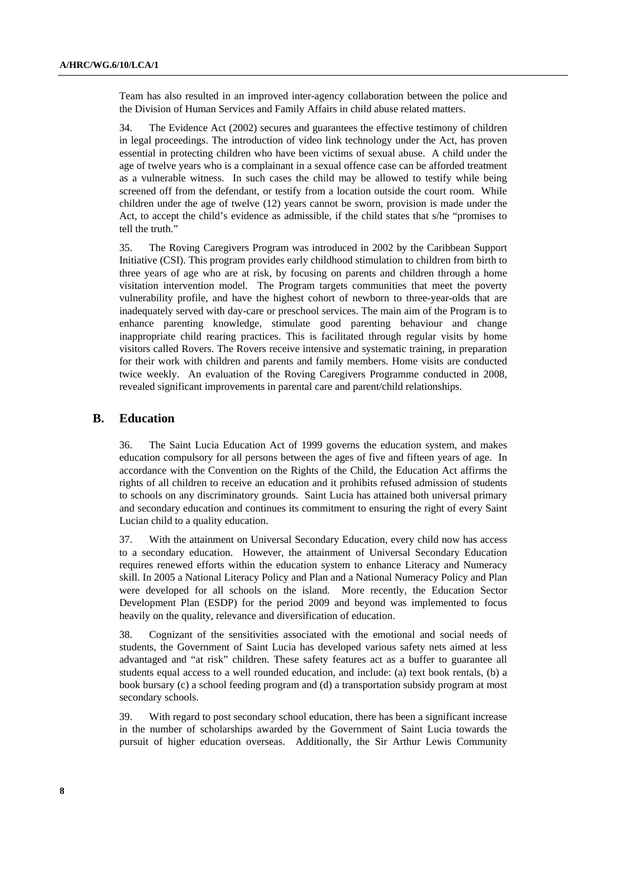Team has also resulted in an improved inter-agency collaboration between the police and the Division of Human Services and Family Affairs in child abuse related matters.

34. The Evidence Act (2002) secures and guarantees the effective testimony of children in legal proceedings. The introduction of video link technology under the Act, has proven essential in protecting children who have been victims of sexual abuse. A child under the age of twelve years who is a complainant in a sexual offence case can be afforded treatment as a vulnerable witness. In such cases the child may be allowed to testify while being screened off from the defendant, or testify from a location outside the court room. While children under the age of twelve (12) years cannot be sworn, provision is made under the Act, to accept the child's evidence as admissible, if the child states that s/he "promises to tell the truth."

35. The Roving Caregivers Program was introduced in 2002 by the Caribbean Support Initiative (CSI). This program provides early childhood stimulation to children from birth to three years of age who are at risk, by focusing on parents and children through a home visitation intervention model. The Program targets communities that meet the poverty vulnerability profile, and have the highest cohort of newborn to three-year-olds that are inadequately served with day-care or preschool services. The main aim of the Program is to enhance parenting knowledge, stimulate good parenting behaviour and change inappropriate child rearing practices. This is facilitated through regular visits by home visitors called Rovers. The Rovers receive intensive and systematic training, in preparation for their work with children and parents and family members. Home visits are conducted twice weekly. An evaluation of the Roving Caregivers Programme conducted in 2008, revealed significant improvements in parental care and parent/child relationships.

## B. Education

36. The Saint Lucia Education Act of 1999 governs the education system, and makes education compulsory for all persons between the ages of five and fifteen years of age. In accordance with the Convention on the Rights of the Child, the Education Act affirms the rights of all children to receive an education and it prohibits refused admission of students to schools on any discriminatory grounds. Saint Lucia has attained both universal primary and secondary education and continues its commitment to ensuring the right of every Saint Lucian child to a quality education.

37. With the attainment on Universal Secondary Education, every child now has access to a secondary education. However, the attainment of Universal Secondary Education requires renewed efforts within the education system to enhance Literacy and Numeracy skill. In 2005 a National Literacy Policy and Plan and a National Numeracy Policy and Plan were developed for all schools on the island. More recently, the Education Sector Development Plan (ESDP) for the period 2009 and beyond was implemented to focus heavily on the quality, relevance and diversification of education.

38. Cognizant of the sensitivities associated with the emotional and social needs of students, the Government of Saint Lucia has developed various safety nets aimed at less advantaged and "at risk" children. These safety features act as a buffer to guarantee all students equal access to a well rounded education, and include: (a) text book rentals, (b) a book bursary (c) a school feeding program and (d) a transportation subsidy program at most secondary schools.

39. With regard to post secondary school education, there has been a significant increase in the number of scholarships awarded by the Government of Saint Lucia towards the pursuit of higher education overseas. Additionally, the Sir Arthur Lewis Community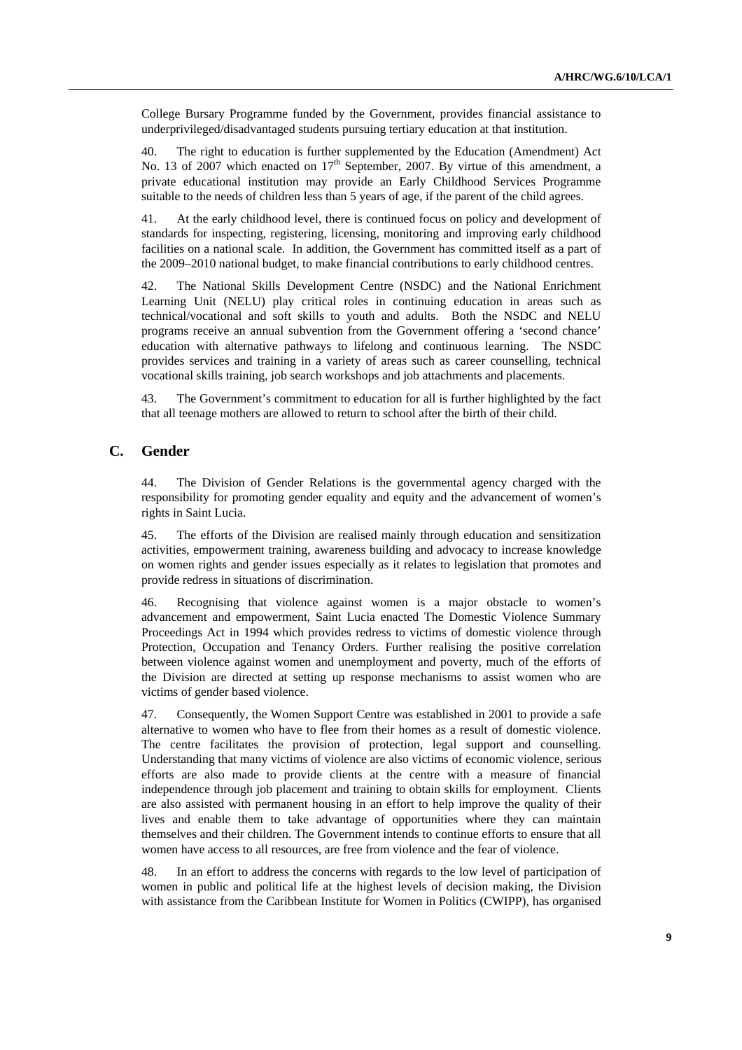College Bursary Programme funded by the Government, provides financial assistance to underprivileged/disadvantaged students pursuing tertiary education at that institution.

40. The right to education is further supplemented by the Education (Amendment) Act No. 13 of 2007 which enacted on 17th September, 2007. By virtue of this amendment, a private educational institution may provide an Early Childhood Services Programme suitable to the needs of children less than 5 years of age, if the parent of the child agrees.

41. At the early childhood level, there is continued focus on policy and development of standards for inspecting, registering, licensing, monitoring and improving early childhood facilities on a national scale. In addition, the Government has committed itself as a part of the 2009–2010 national budget, to make financial contributions to early childhood centres.

42. The National Skills Development Centre (NSDC) and the National Enrichment Learning Unit (NELU) play critical roles in continuing education in areas such as technical/vocational and soft skills to youth and adults. Both the NSDC and NELU programs receive an annual subvention from the Government offering a 'second chance' education with alternative pathways to lifelong and continuous learning. The NSDC provides services and training in a variety of areas such as career counselling, technical vocational skills training, job search workshops and job attachments and placements.

43. The Government's commitment to education for all is further highlighted by the fact that all teenage mothers are allowed to return to school after the birth of their child.

## C. Gender

44. The Division of Gender Relations is the governmental agency charged with the responsibility for promoting gender equality and equity and the advancement of women's rights in Saint Lucia.

45. The efforts of the Division are realised mainly through education and sensitization activities, empowerment training, awareness building and advocacy to increase knowledge on women rights and gender issues especially as it relates to legislation that promotes and provide redress in situations of discrimination.

46. Recognising that violence against women is a major obstacle to women's advancement and empowerment, Saint Lucia enacted The Domestic Violence Summary Proceedings Act in 1994 which provides redress to victims of domestic violence through Protection, Occupation and Tenancy Orders. Further realising the positive correlation between violence against women and unemployment and poverty, much of the efforts of the Division are directed at setting up response mechanisms to assist women who are victims of gender based violence.

47. Consequently, the Women Support Centre was established in 2001 to provide a safe alternative to women who have to flee from their homes as a result of domestic violence. The centre facilitates the provision of protection, legal support and counselling. Understanding that many victims of violence are also victims of economic violence, serious efforts are also made to provide clients at the centre with a measure of financial independence through job placement and training to obtain skills for employment. Clients are also assisted with permanent housing in an effort to help improve the quality of their lives and enable them to take advantage of opportunities where they can maintain themselves and their children. The Government intends to continue efforts to ensure that all women have access to all resources, are free from violence and the fear of violence.

48. In an effort to address the concerns with regards to the low level of participation of women in public and political life at the highest levels of decision making, the Division with assistance from the Caribbean Institute for Women in Politics (CWIPP), has organised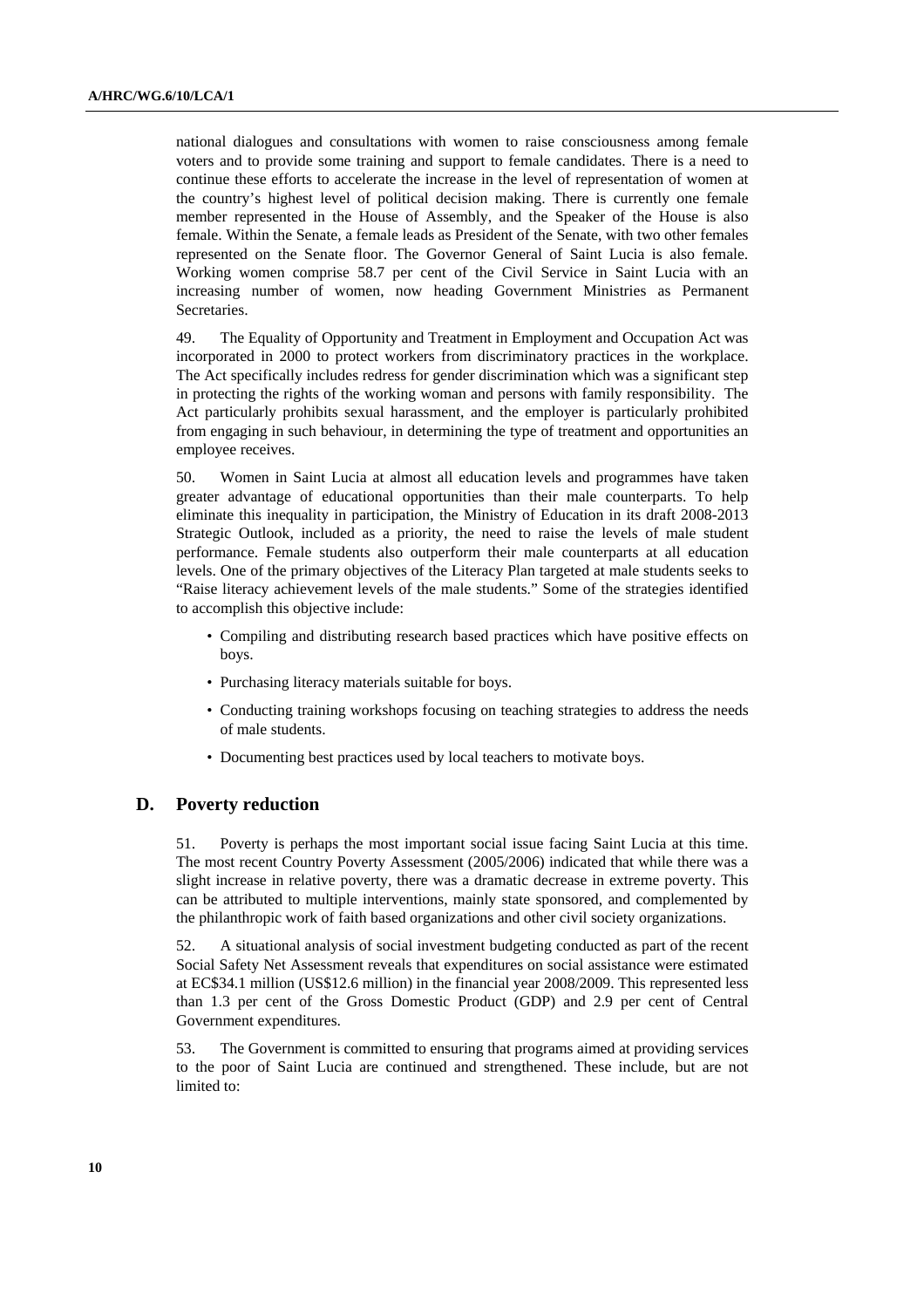national dialogues and consultations with women to raise consciousness among female voters and to provide some training and support to female candidates. There is a need to continue these efforts to accelerate the increase in the level of representation of women at the country's highest level of political decision making. There is currently one female member represented in the House of Assembly, and the Speaker of the House is also female. Within the Senate, a female leads as President of the Senate, with two other females represented on the Senate floor. The Governor General of Saint Lucia is also female. Working women comprise 58.7 per cent of the Civil Service in Saint Lucia with an increasing number of women, now heading Government Ministries as Permanent Secretaries.

49. The Equality of Opportunity and Treatment in Employment and Occupation Act was incorporated in 2000 to protect workers from discriminatory practices in the workplace. The Act specifically includes redress for gender discrimination which was a significant step in protecting the rights of the working woman and persons with family responsibility. The Act particularly prohibits sexual harassment, and the employer is particularly prohibited from engaging in such behaviour, in determining the type of treatment and opportunities an employee receives.

50. Women in Saint Lucia at almost all education levels and programmes have taken greater advantage of educational opportunities than their male counterparts. To help eliminate this inequality in participation, the Ministry of Education in its draft 2008-2013 Strategic Outlook, included as a priority, the need to raise the levels of male student performance. Female students also outperform their male counterparts at all education levels. One of the primary objectives of the Literacy Plan targeted at male students seeks to "Raise literacy achievement levels of the male students." Some of the strategies identified to accomplish this objective include:

- Compiling and distributing research based practices which have positive effects on boys.
- Purchasing literacy materials suitable for boys.
- Conducting training workshops focusing on teaching strategies to address the needs of male students.
- Documenting best practices used by local teachers to motivate boys.

## D. Poverty reduction

51. Poverty is perhaps the most important social issue facing Saint Lucia at this time. The most recent Country Poverty Assessment (2005/2006) indicated that while there was a slight increase in relative poverty, there was a dramatic decrease in extreme poverty. This can be attributed to multiple interventions, mainly state sponsored, and complemented by the philanthropic work of faith based organizations and other civil society organizations.

52. A situational analysis of social investment budgeting conducted as part of the recent Social Safety Net Assessment reveals that expenditures on social assistance were estimated at EC$34.1 million (US$12.6 million) in the financial year 2008/2009. This represented less than 1.3 per cent of the Gross Domestic Product (GDP) and 2.9 per cent of Central Government expenditures.

53. The Government is committed to ensuring that programs aimed at providing services to the poor of Saint Lucia are continued and strengthened. These include, but are not limited to: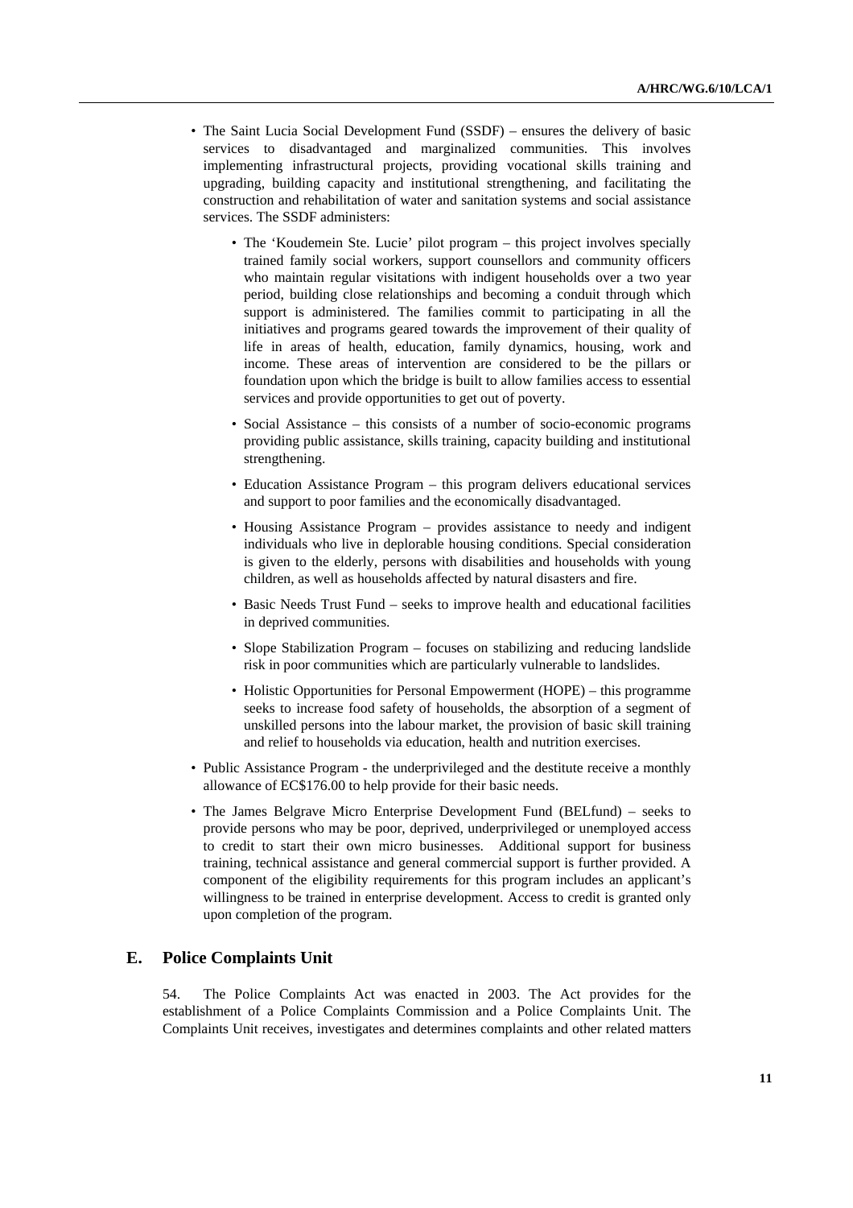- The Saint Lucia Social Development Fund (SSDF) – ensures the delivery of basic services to disadvantaged and marginalized communities. This involves implementing infrastructural projects, providing vocational skills training and upgrading, building capacity and institutional strengthening, and facilitating the construction and rehabilitation of water and sanitation systems and social assistance services. The SSDF administers:
    - The 'Koudemein Ste. Lucie' pilot program – this project involves specially trained family social workers, support counsellors and community officers who maintain regular visitations with indigent households over a two year period, building close relationships and becoming a conduit through which support is administered. The families commit to participating in all the initiatives and programs geared towards the improvement of their quality of life in areas of health, education, family dynamics, housing, work and income. These areas of intervention are considered to be the pillars or foundation upon which the bridge is built to allow families access to essential services and provide opportunities to get out of poverty.
    - Social Assistance – this consists of a number of socio-economic programs providing public assistance, skills training, capacity building and institutional strengthening.
    - Education Assistance Program – this program delivers educational services and support to poor families and the economically disadvantaged.
    - Housing Assistance Program – provides assistance to needy and indigent individuals who live in deplorable housing conditions. Special consideration is given to the elderly, persons with disabilities and households with young children, as well as households affected by natural disasters and fire.
    - Basic Needs Trust Fund – seeks to improve health and educational facilities in deprived communities.
    - Slope Stabilization Program – focuses on stabilizing and reducing landslide risk in poor communities which are particularly vulnerable to landslides.
    - Holistic Opportunities for Personal Empowerment (HOPE) – this programme seeks to increase food safety of households, the absorption of a segment of unskilled persons into the labour market, the provision of basic skill training and relief to households via education, health and nutrition exercises.
- Public Assistance Program - the underprivileged and the destitute receive a monthly allowance of EC$176.00 to help provide for their basic needs.
- The James Belgrave Micro Enterprise Development Fund (BELfund) – seeks to provide persons who may be poor, deprived, underprivileged or unemployed access to credit to start their own micro businesses. Additional support for business training, technical assistance and general commercial support is further provided. A component of the eligibility requirements for this program includes an applicant's willingness to be trained in enterprise development. Access to credit is granted only upon completion of the program.

## E. Police Complaints Unit

54. The Police Complaints Act was enacted in 2003. The Act provides for the establishment of a Police Complaints Commission and a Police Complaints Unit. The Complaints Unit receives, investigates and determines complaints and other related matters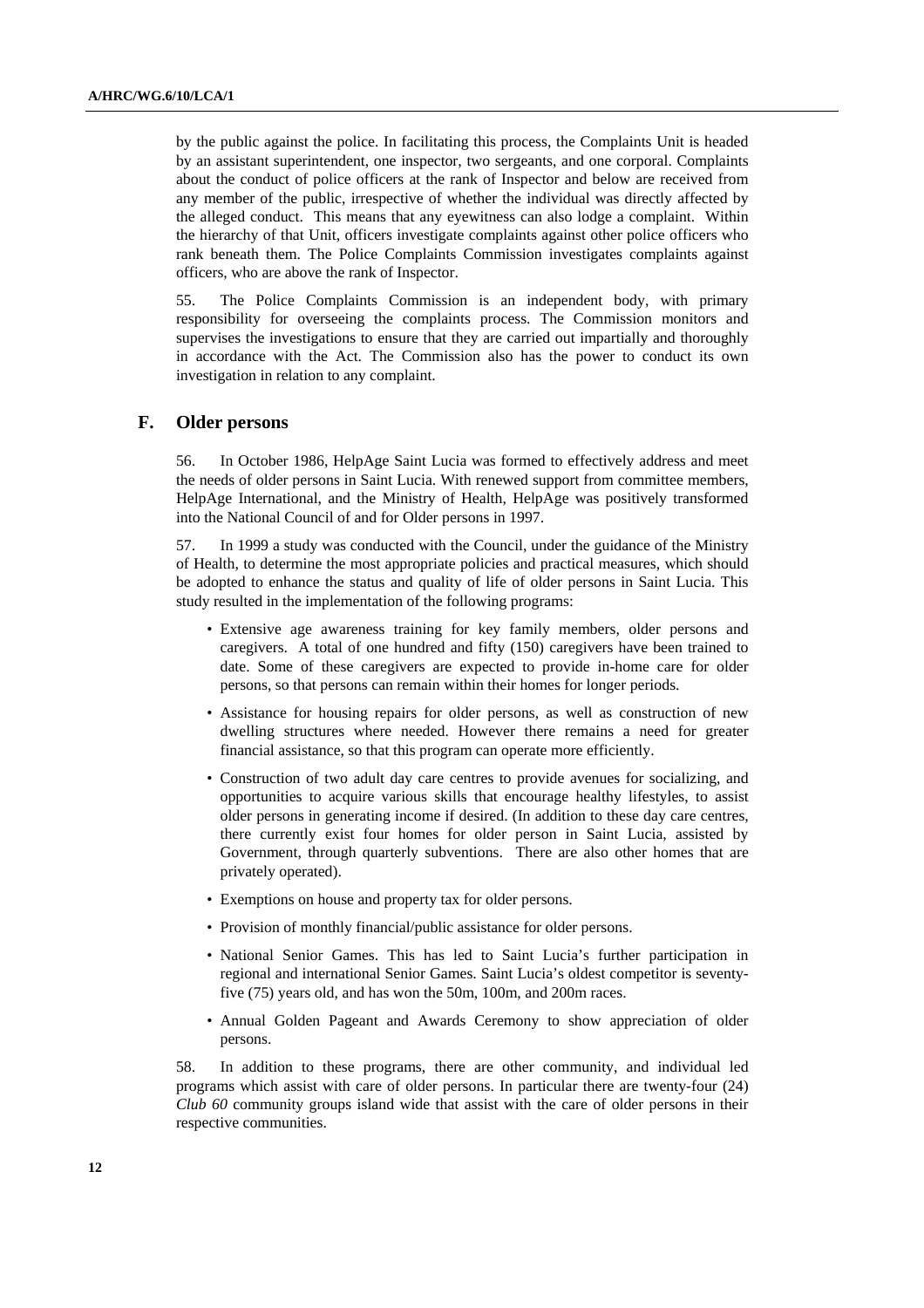by the public against the police. In facilitating this process, the Complaints Unit is headed by an assistant superintendent, one inspector, two sergeants, and one corporal. Complaints about the conduct of police officers at the rank of Inspector and below are received from any member of the public, irrespective of whether the individual was directly affected by the alleged conduct. This means that any eyewitness can also lodge a complaint. Within the hierarchy of that Unit, officers investigate complaints against other police officers who rank beneath them. The Police Complaints Commission investigates complaints against officers, who are above the rank of Inspector.

55. The Police Complaints Commission is an independent body, with primary responsibility for overseeing the complaints process. The Commission monitors and supervises the investigations to ensure that they are carried out impartially and thoroughly in accordance with the Act. The Commission also has the power to conduct its own investigation in relation to any complaint.

## F. Older persons

56. In October 1986, HelpAge Saint Lucia was formed to effectively address and meet the needs of older persons in Saint Lucia. With renewed support from committee members, HelpAge International, and the Ministry of Health, HelpAge was positively transformed into the National Council of and for Older persons in 1997.

57. In 1999 a study was conducted with the Council, under the guidance of the Ministry of Health, to determine the most appropriate policies and practical measures, which should be adopted to enhance the status and quality of life of older persons in Saint Lucia. This study resulted in the implementation of the following programs:

- Extensive age awareness training for key family members, older persons and caregivers. A total of one hundred and fifty (150) caregivers have been trained to date. Some of these caregivers are expected to provide in-home care for older persons, so that persons can remain within their homes for longer periods.
- Assistance for housing repairs for older persons, as well as construction of new dwelling structures where needed. However there remains a need for greater financial assistance, so that this program can operate more efficiently.
- Construction of two adult day care centres to provide avenues for socializing, and opportunities to acquire various skills that encourage healthy lifestyles, to assist older persons in generating income if desired. (In addition to these day care centres, there currently exist four homes for older person in Saint Lucia, assisted by Government, through quarterly subventions. There are also other homes that are privately operated).
- Exemptions on house and property tax for older persons.
- Provision of monthly financial/public assistance for older persons.
- National Senior Games. This has led to Saint Lucia's further participation in regional and international Senior Games. Saint Lucia's oldest competitor is seventy-five (75) years old, and has won the 50m, 100m, and 200m races.
- Annual Golden Pageant and Awards Ceremony to show appreciation of older persons.

58. In addition to these programs, there are other community, and individual led programs which assist with care of older persons. In particular there are twenty-four (24) *Club 60* community groups island wide that assist with the care of older persons in their respective communities.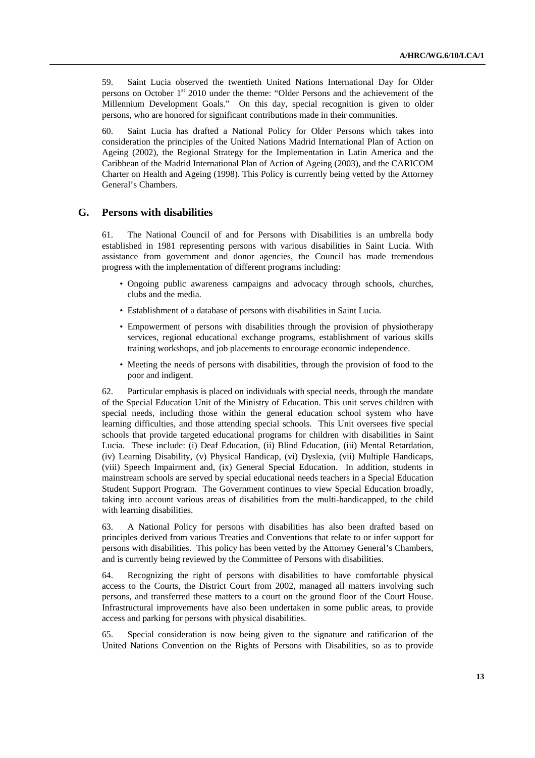59. Saint Lucia observed the twentieth United Nations International Day for Older persons on October 1st 2010 under the theme: "Older Persons and the achievement of the Millennium Development Goals." On this day, special recognition is given to older persons, who are honored for significant contributions made in their communities.

60. Saint Lucia has drafted a National Policy for Older Persons which takes into consideration the principles of the United Nations Madrid International Plan of Action on Ageing (2002), the Regional Strategy for the Implementation in Latin America and the Caribbean of the Madrid International Plan of Action of Ageing (2003), and the CARICOM Charter on Health and Ageing (1998). This Policy is currently being vetted by the Attorney General's Chambers.

## G. Persons with disabilities

61. The National Council of and for Persons with Disabilities is an umbrella body established in 1981 representing persons with various disabilities in Saint Lucia. With assistance from government and donor agencies, the Council has made tremendous progress with the implementation of different programs including:

- Ongoing public awareness campaigns and advocacy through schools, churches, clubs and the media.
- Establishment of a database of persons with disabilities in Saint Lucia.
- Empowerment of persons with disabilities through the provision of physiotherapy services, regional educational exchange programs, establishment of various skills training workshops, and job placements to encourage economic independence.
- Meeting the needs of persons with disabilities, through the provision of food to the poor and indigent.

62. Particular emphasis is placed on individuals with special needs, through the mandate of the Special Education Unit of the Ministry of Education. This unit serves children with special needs, including those within the general education school system who have learning difficulties, and those attending special schools. This Unit oversees five special schools that provide targeted educational programs for children with disabilities in Saint Lucia. These include: (i) Deaf Education, (ii) Blind Education, (iii) Mental Retardation, (iv) Learning Disability, (v) Physical Handicap, (vi) Dyslexia, (vii) Multiple Handicaps, (viii) Speech Impairment and, (ix) General Special Education. In addition, students in mainstream schools are served by special educational needs teachers in a Special Education Student Support Program. The Government continues to view Special Education broadly, taking into account various areas of disabilities from the multi-handicapped, to the child with learning disabilities.

63. A National Policy for persons with disabilities has also been drafted based on principles derived from various Treaties and Conventions that relate to or infer support for persons with disabilities. This policy has been vetted by the Attorney General's Chambers, and is currently being reviewed by the Committee of Persons with disabilities.

64. Recognizing the right of persons with disabilities to have comfortable physical access to the Courts, the District Court from 2002, managed all matters involving such persons, and transferred these matters to a court on the ground floor of the Court House. Infrastructural improvements have also been undertaken in some public areas, to provide access and parking for persons with physical disabilities.

65. Special consideration is now being given to the signature and ratification of the United Nations Convention on the Rights of Persons with Disabilities, so as to provide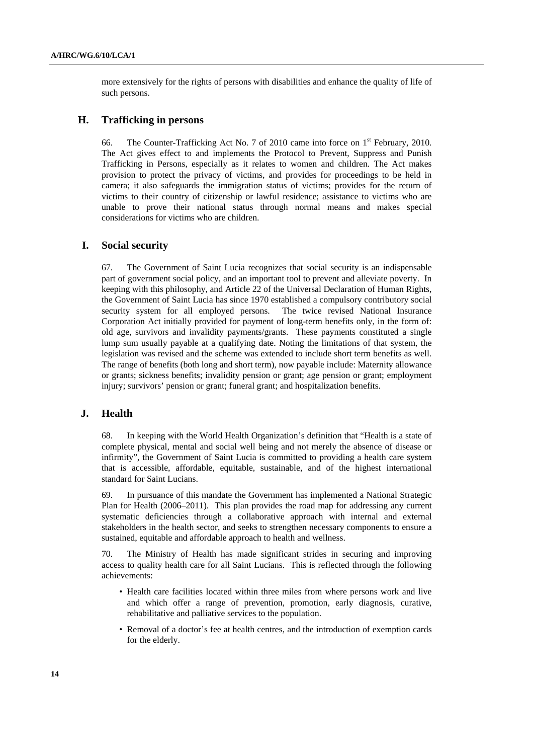more extensively for the rights of persons with disabilities and enhance the quality of life of such persons.

## H. Trafficking in persons

66. The Counter-Trafficking Act No. 7 of 2010 came into force on 1st February, 2010. The Act gives effect to and implements the Protocol to Prevent, Suppress and Punish Trafficking in Persons, especially as it relates to women and children. The Act makes provision to protect the privacy of victims, and provides for proceedings to be held in camera; it also safeguards the immigration status of victims; provides for the return of victims to their country of citizenship or lawful residence; assistance to victims who are unable to prove their national status through normal means and makes special considerations for victims who are children.

## I. Social security

67. The Government of Saint Lucia recognizes that social security is an indispensable part of government social policy, and an important tool to prevent and alleviate poverty. In keeping with this philosophy, and Article 22 of the Universal Declaration of Human Rights, the Government of Saint Lucia has since 1970 established a compulsory contributory social security system for all employed persons. The twice revised National Insurance Corporation Act initially provided for payment of long-term benefits only, in the form of: old age, survivors and invalidity payments/grants. These payments constituted a single lump sum usually payable at a qualifying date. Noting the limitations of that system, the legislation was revised and the scheme was extended to include short term benefits as well. The range of benefits (both long and short term), now payable include: Maternity allowance or grants; sickness benefits; invalidity pension or grant; age pension or grant; employment injury; survivors' pension or grant; funeral grant; and hospitalization benefits.

## J. Health

68. In keeping with the World Health Organization's definition that "Health is a state of complete physical, mental and social well being and not merely the absence of disease or infirmity", the Government of Saint Lucia is committed to providing a health care system that is accessible, affordable, equitable, sustainable, and of the highest international standard for Saint Lucians.

69. In pursuance of this mandate the Government has implemented a National Strategic Plan for Health (2006–2011). This plan provides the road map for addressing any current systematic deficiencies through a collaborative approach with internal and external stakeholders in the health sector, and seeks to strengthen necessary components to ensure a sustained, equitable and affordable approach to health and wellness.

70. The Ministry of Health has made significant strides in securing and improving access to quality health care for all Saint Lucians. This is reflected through the following achievements:

- Health care facilities located within three miles from where persons work and live and which offer a range of prevention, promotion, early diagnosis, curative, rehabilitative and palliative services to the population.
- Removal of a doctor's fee at health centres, and the introduction of exemption cards for the elderly.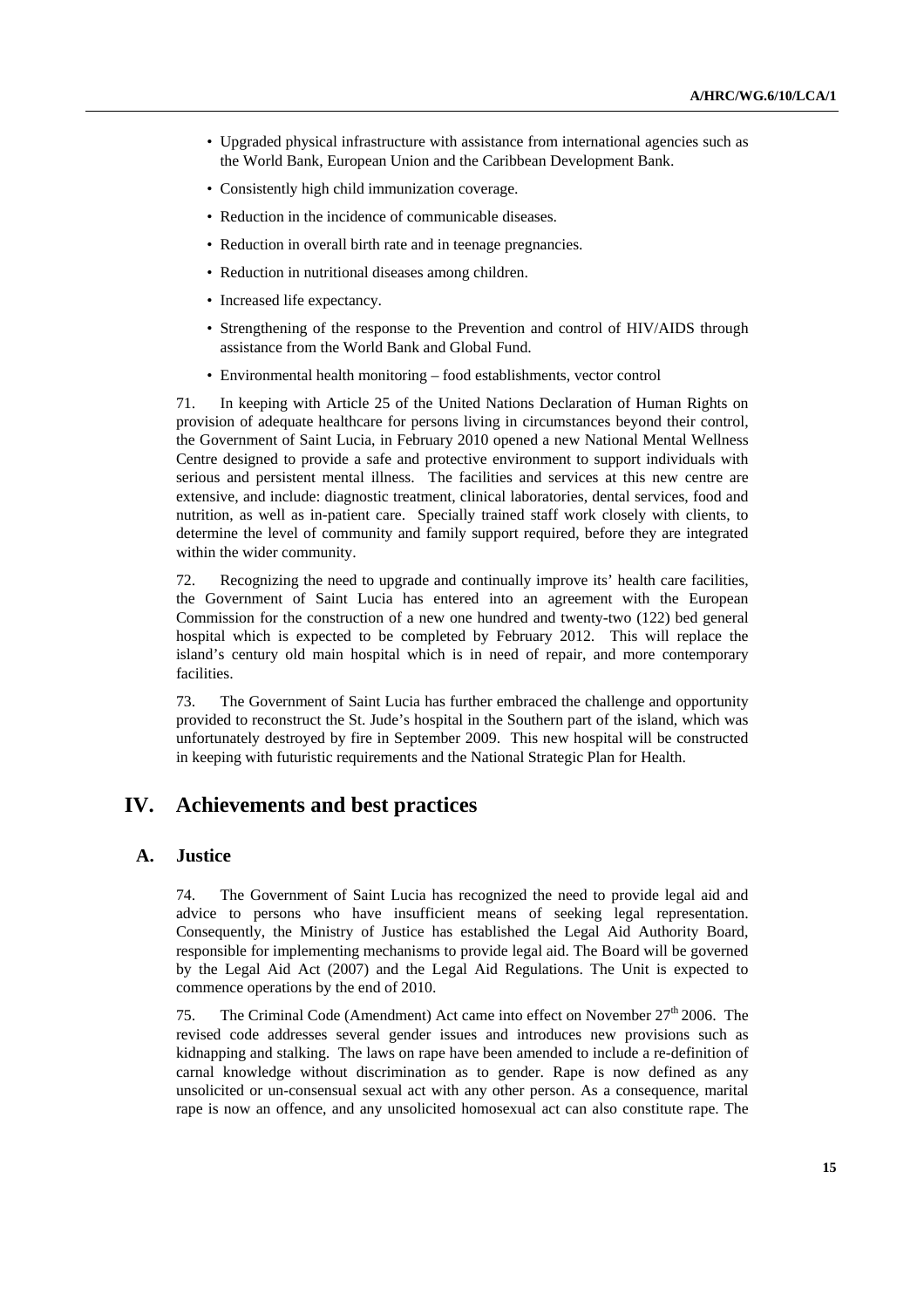- Upgraded physical infrastructure with assistance from international agencies such as the World Bank, European Union and the Caribbean Development Bank.
- Consistently high child immunization coverage.
- Reduction in the incidence of communicable diseases.
- Reduction in overall birth rate and in teenage pregnancies.
- Reduction in nutritional diseases among children.
- Increased life expectancy.
- Strengthening of the response to the Prevention and control of HIV/AIDS through assistance from the World Bank and Global Fund.
- Environmental health monitoring – food establishments, vector control

71. In keeping with Article 25 of the United Nations Declaration of Human Rights on provision of adequate healthcare for persons living in circumstances beyond their control, the Government of Saint Lucia, in February 2010 opened a new National Mental Wellness Centre designed to provide a safe and protective environment to support individuals with serious and persistent mental illness. The facilities and services at this new centre are extensive, and include: diagnostic treatment, clinical laboratories, dental services, food and nutrition, as well as in-patient care. Specially trained staff work closely with clients, to determine the level of community and family support required, before they are integrated within the wider community.

72. Recognizing the need to upgrade and continually improve its' health care facilities, the Government of Saint Lucia has entered into an agreement with the European Commission for the construction of a new one hundred and twenty-two (122) bed general hospital which is expected to be completed by February 2012. This will replace the island's century old main hospital which is in need of repair, and more contemporary facilities.

73. The Government of Saint Lucia has further embraced the challenge and opportunity provided to reconstruct the St. Jude's hospital in the Southern part of the island, which was unfortunately destroyed by fire in September 2009. This new hospital will be constructed in keeping with futuristic requirements and the National Strategic Plan for Health.

# IV. Achievements and best practices

## A. Justice

74. The Government of Saint Lucia has recognized the need to provide legal aid and advice to persons who have insufficient means of seeking legal representation. Consequently, the Ministry of Justice has established the Legal Aid Authority Board, responsible for implementing mechanisms to provide legal aid. The Board will be governed by the Legal Aid Act (2007) and the Legal Aid Regulations. The Unit is expected to commence operations by the end of 2010.

75. The Criminal Code (Amendment) Act came into effect on November 27th 2006. The revised code addresses several gender issues and introduces new provisions such as kidnapping and stalking. The laws on rape have been amended to include a re-definition of carnal knowledge without discrimination as to gender. Rape is now defined as any unsolicited or un-consensual sexual act with any other person. As a consequence, marital rape is now an offence, and any unsolicited homosexual act can also constitute rape. The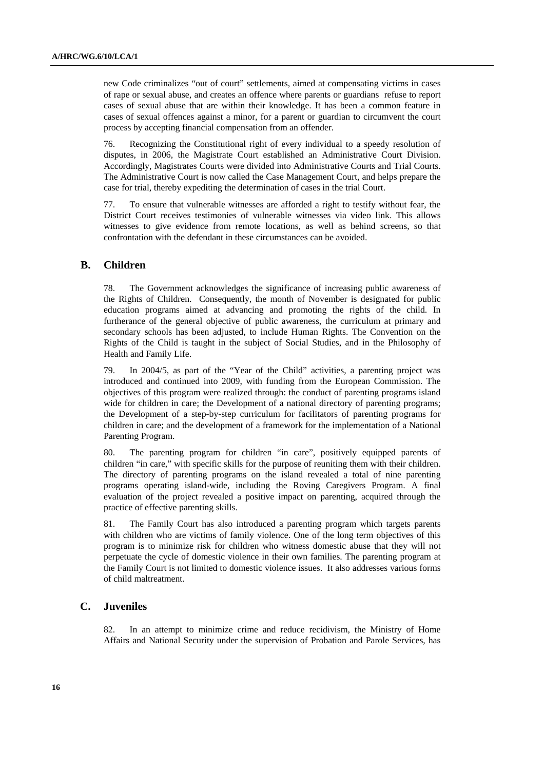new Code criminalizes "out of court" settlements, aimed at compensating victims in cases of rape or sexual abuse, and creates an offence where parents or guardians refuse to report cases of sexual abuse that are within their knowledge. It has been a common feature in cases of sexual offences against a minor, for a parent or guardian to circumvent the court process by accepting financial compensation from an offender.

76. Recognizing the Constitutional right of every individual to a speedy resolution of disputes, in 2006, the Magistrate Court established an Administrative Court Division. Accordingly, Magistrates Courts were divided into Administrative Courts and Trial Courts. The Administrative Court is now called the Case Management Court, and helps prepare the case for trial, thereby expediting the determination of cases in the trial Court.

77. To ensure that vulnerable witnesses are afforded a right to testify without fear, the District Court receives testimonies of vulnerable witnesses via video link. This allows witnesses to give evidence from remote locations, as well as behind screens, so that confrontation with the defendant in these circumstances can be avoided.

## B. Children

78. The Government acknowledges the significance of increasing public awareness of the Rights of Children. Consequently, the month of November is designated for public education programs aimed at advancing and promoting the rights of the child. In furtherance of the general objective of public awareness, the curriculum at primary and secondary schools has been adjusted, to include Human Rights. The Convention on the Rights of the Child is taught in the subject of Social Studies, and in the Philosophy of Health and Family Life.

79. In 2004/5, as part of the "Year of the Child" activities, a parenting project was introduced and continued into 2009, with funding from the European Commission. The objectives of this program were realized through: the conduct of parenting programs island wide for children in care; the Development of a national directory of parenting programs; the Development of a step-by-step curriculum for facilitators of parenting programs for children in care; and the development of a framework for the implementation of a National Parenting Program.

80. The parenting program for children "in care", positively equipped parents of children "in care," with specific skills for the purpose of reuniting them with their children. The directory of parenting programs on the island revealed a total of nine parenting programs operating island-wide, including the Roving Caregivers Program. A final evaluation of the project revealed a positive impact on parenting, acquired through the practice of effective parenting skills.

81. The Family Court has also introduced a parenting program which targets parents with children who are victims of family violence. One of the long term objectives of this program is to minimize risk for children who witness domestic abuse that they will not perpetuate the cycle of domestic violence in their own families. The parenting program at the Family Court is not limited to domestic violence issues. It also addresses various forms of child maltreatment.

## C. Juveniles

82. In an attempt to minimize crime and reduce recidivism, the Ministry of Home Affairs and National Security under the supervision of Probation and Parole Services, has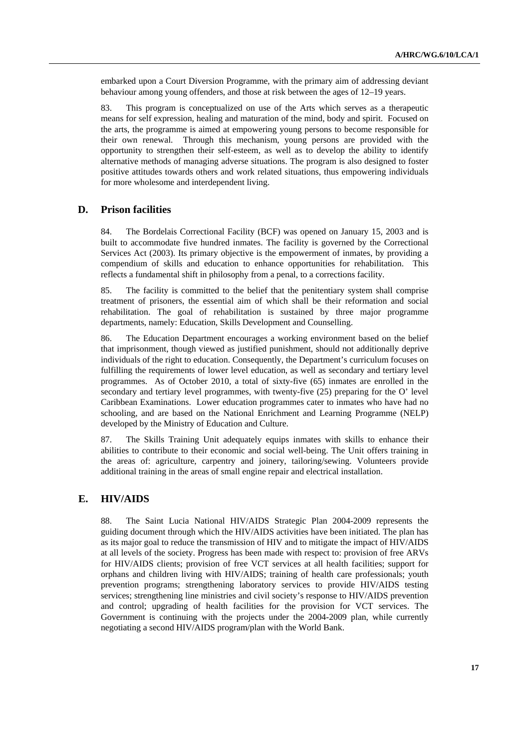embarked upon a Court Diversion Programme, with the primary aim of addressing deviant behaviour among young offenders, and those at risk between the ages of 12–19 years.

83. This program is conceptualized on use of the Arts which serves as a therapeutic means for self expression, healing and maturation of the mind, body and spirit. Focused on the arts, the programme is aimed at empowering young persons to become responsible for their own renewal. Through this mechanism, young persons are provided with the opportunity to strengthen their self-esteem, as well as to develop the ability to identify alternative methods of managing adverse situations. The program is also designed to foster positive attitudes towards others and work related situations, thus empowering individuals for more wholesome and interdependent living.

## D. Prison facilities

84. The Bordelais Correctional Facility (BCF) was opened on January 15, 2003 and is built to accommodate five hundred inmates. The facility is governed by the Correctional Services Act (2003). Its primary objective is the empowerment of inmates, by providing a compendium of skills and education to enhance opportunities for rehabilitation. This reflects a fundamental shift in philosophy from a penal, to a corrections facility.

85. The facility is committed to the belief that the penitentiary system shall comprise treatment of prisoners, the essential aim of which shall be their reformation and social rehabilitation. The goal of rehabilitation is sustained by three major programme departments, namely: Education, Skills Development and Counselling.

86. The Education Department encourages a working environment based on the belief that imprisonment, though viewed as justified punishment, should not additionally deprive individuals of the right to education. Consequently, the Department's curriculum focuses on fulfilling the requirements of lower level education, as well as secondary and tertiary level programmes. As of October 2010, a total of sixty-five (65) inmates are enrolled in the secondary and tertiary level programmes, with twenty-five (25) preparing for the O' level Caribbean Examinations. Lower education programmes cater to inmates who have had no schooling, and are based on the National Enrichment and Learning Programme (NELP) developed by the Ministry of Education and Culture.

87. The Skills Training Unit adequately equips inmates with skills to enhance their abilities to contribute to their economic and social well-being. The Unit offers training in the areas of: agriculture, carpentry and joinery, tailoring/sewing. Volunteers provide additional training in the areas of small engine repair and electrical installation.

## E. HIV/AIDS

88. The Saint Lucia National HIV/AIDS Strategic Plan 2004-2009 represents the guiding document through which the HIV/AIDS activities have been initiated. The plan has as its major goal to reduce the transmission of HIV and to mitigate the impact of HIV/AIDS at all levels of the society. Progress has been made with respect to: provision of free ARVs for HIV/AIDS clients; provision of free VCT services at all health facilities; support for orphans and children living with HIV/AIDS; training of health care professionals; youth prevention programs; strengthening laboratory services to provide HIV/AIDS testing services; strengthening line ministries and civil society's response to HIV/AIDS prevention and control; upgrading of health facilities for the provision for VCT services. The Government is continuing with the projects under the 2004-2009 plan, while currently negotiating a second HIV/AIDS program/plan with the World Bank.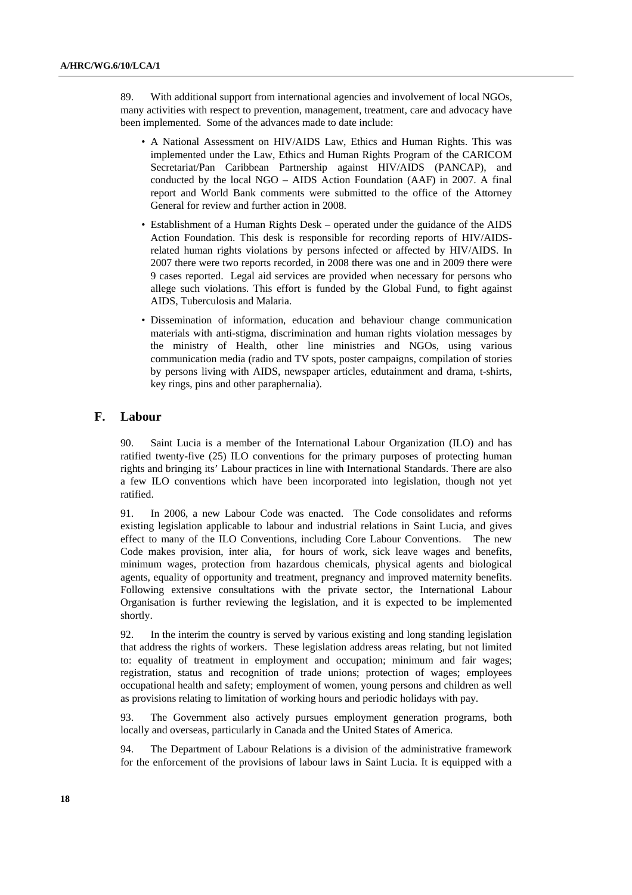89. With additional support from international agencies and involvement of local NGOs, many activities with respect to prevention, management, treatment, care and advocacy have been implemented. Some of the advances made to date include:

- A National Assessment on HIV/AIDS Law, Ethics and Human Rights. This was implemented under the Law, Ethics and Human Rights Program of the CARICOM Secretariat/Pan Caribbean Partnership against HIV/AIDS (PANCAP), and conducted by the local NGO – AIDS Action Foundation (AAF) in 2007. A final report and World Bank comments were submitted to the office of the Attorney General for review and further action in 2008.
- Establishment of a Human Rights Desk – operated under the guidance of the AIDS Action Foundation. This desk is responsible for recording reports of HIV/AIDS-related human rights violations by persons infected or affected by HIV/AIDS. In 2007 there were two reports recorded, in 2008 there was one and in 2009 there were 9 cases reported. Legal aid services are provided when necessary for persons who allege such violations. This effort is funded by the Global Fund, to fight against AIDS, Tuberculosis and Malaria.
- Dissemination of information, education and behaviour change communication materials with anti-stigma, discrimination and human rights violation messages by the ministry of Health, other line ministries and NGOs, using various communication media (radio and TV spots, poster campaigns, compilation of stories by persons living with AIDS, newspaper articles, edutainment and drama, t-shirts, key rings, pins and other paraphernalia).

## F. Labour

90. Saint Lucia is a member of the International Labour Organization (ILO) and has ratified twenty-five (25) ILO conventions for the primary purposes of protecting human rights and bringing its' Labour practices in line with International Standards. There are also a few ILO conventions which have been incorporated into legislation, though not yet ratified.

91. In 2006, a new Labour Code was enacted. The Code consolidates and reforms existing legislation applicable to labour and industrial relations in Saint Lucia, and gives effect to many of the ILO Conventions, including Core Labour Conventions. The new Code makes provision, inter alia, for hours of work, sick leave wages and benefits, minimum wages, protection from hazardous chemicals, physical agents and biological agents, equality of opportunity and treatment, pregnancy and improved maternity benefits. Following extensive consultations with the private sector, the International Labour Organisation is further reviewing the legislation, and it is expected to be implemented shortly.

92. In the interim the country is served by various existing and long standing legislation that address the rights of workers. These legislation address areas relating, but not limited to: equality of treatment in employment and occupation; minimum and fair wages; registration, status and recognition of trade unions; protection of wages; employees occupational health and safety; employment of women, young persons and children as well as provisions relating to limitation of working hours and periodic holidays with pay.

93. The Government also actively pursues employment generation programs, both locally and overseas, particularly in Canada and the United States of America.

94. The Department of Labour Relations is a division of the administrative framework for the enforcement of the provisions of labour laws in Saint Lucia. It is equipped with a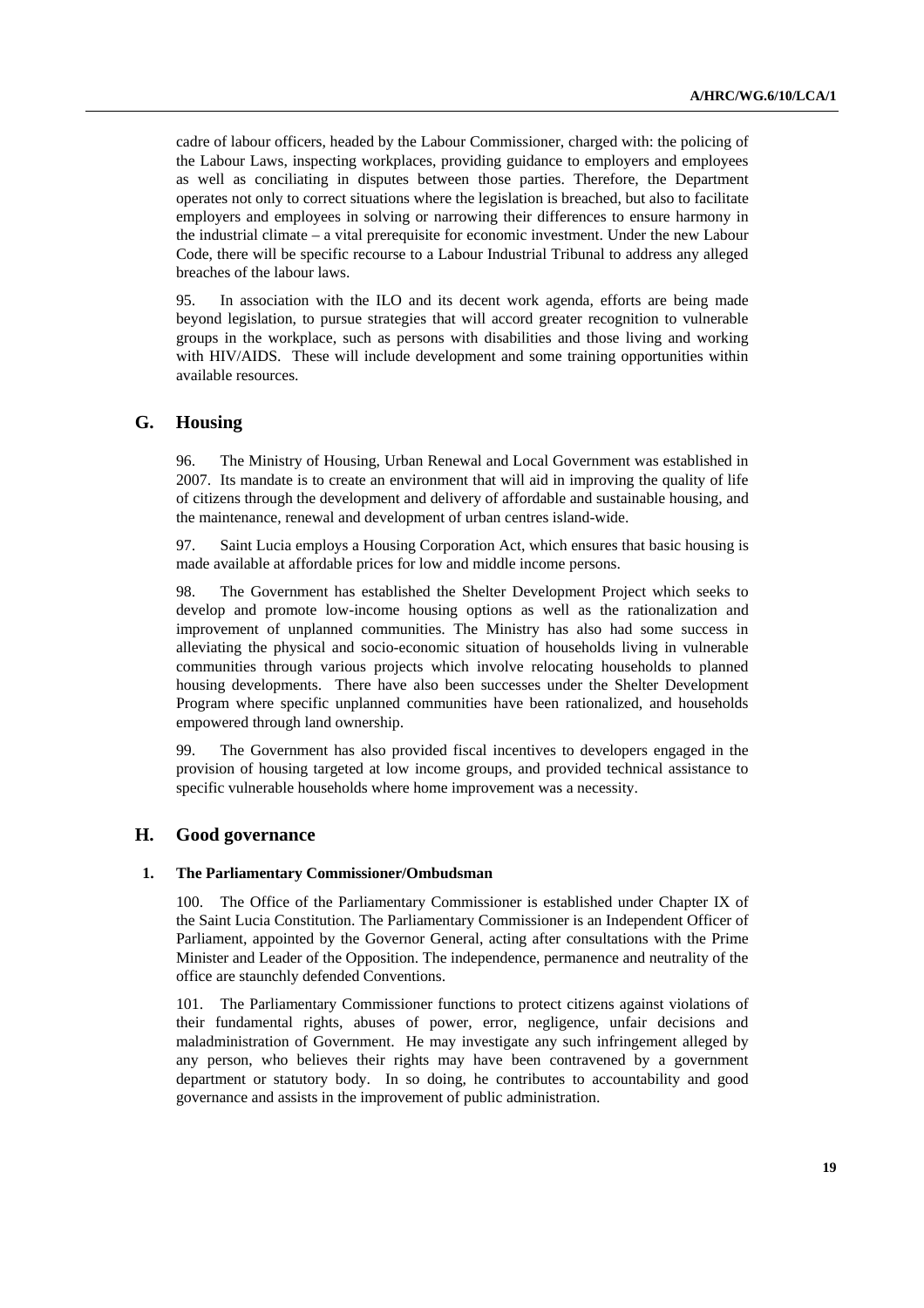cadre of labour officers, headed by the Labour Commissioner, charged with: the policing of the Labour Laws, inspecting workplaces, providing guidance to employers and employees as well as conciliating in disputes between those parties. Therefore, the Department operates not only to correct situations where the legislation is breached, but also to facilitate employers and employees in solving or narrowing their differences to ensure harmony in the industrial climate – a vital prerequisite for economic investment. Under the new Labour Code, there will be specific recourse to a Labour Industrial Tribunal to address any alleged breaches of the labour laws.

95. In association with the ILO and its decent work agenda, efforts are being made beyond legislation, to pursue strategies that will accord greater recognition to vulnerable groups in the workplace, such as persons with disabilities and those living and working with HIV/AIDS. These will include development and some training opportunities within available resources.

## G. Housing

96. The Ministry of Housing, Urban Renewal and Local Government was established in 2007. Its mandate is to create an environment that will aid in improving the quality of life of citizens through the development and delivery of affordable and sustainable housing, and the maintenance, renewal and development of urban centres island-wide.

97. Saint Lucia employs a Housing Corporation Act, which ensures that basic housing is made available at affordable prices for low and middle income persons.

98. The Government has established the Shelter Development Project which seeks to develop and promote low-income housing options as well as the rationalization and improvement of unplanned communities. The Ministry has also had some success in alleviating the physical and socio-economic situation of households living in vulnerable communities through various projects which involve relocating households to planned housing developments. There have also been successes under the Shelter Development Program where specific unplanned communities have been rationalized, and households empowered through land ownership.

99. The Government has also provided fiscal incentives to developers engaged in the provision of housing targeted at low income groups, and provided technical assistance to specific vulnerable households where home improvement was a necessity.

## H. Good governance

### 1. The Parliamentary Commissioner/Ombudsman

100. The Office of the Parliamentary Commissioner is established under Chapter IX of the Saint Lucia Constitution. The Parliamentary Commissioner is an Independent Officer of Parliament, appointed by the Governor General, acting after consultations with the Prime Minister and Leader of the Opposition. The independence, permanence and neutrality of the office are staunchly defended Conventions.

101. The Parliamentary Commissioner functions to protect citizens against violations of their fundamental rights, abuses of power, error, negligence, unfair decisions and maladministration of Government. He may investigate any such infringement alleged by any person, who believes their rights may have been contravened by a government department or statutory body. In so doing, he contributes to accountability and good governance and assists in the improvement of public administration.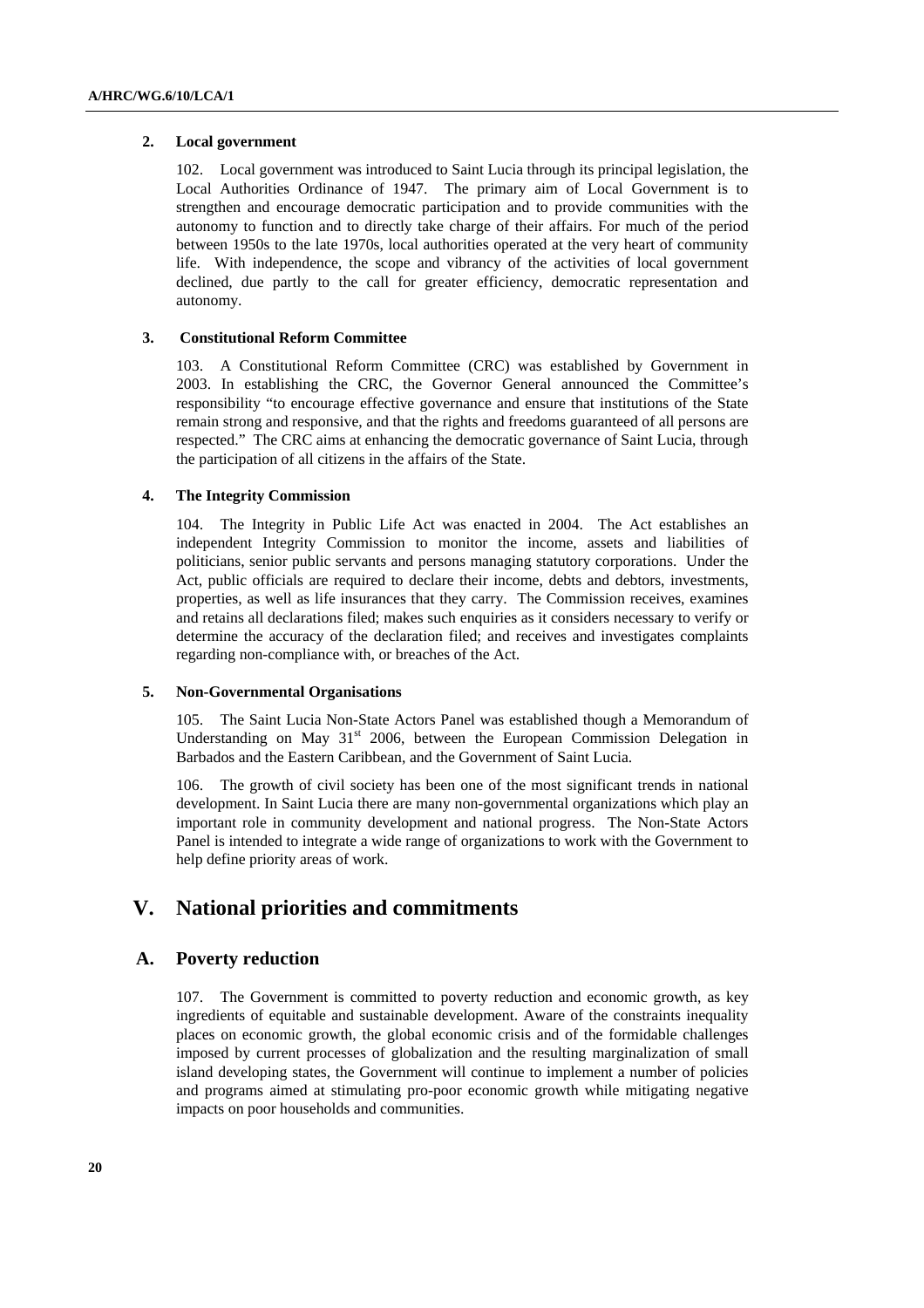### 2. Local government

102. Local government was introduced to Saint Lucia through its principal legislation, the Local Authorities Ordinance of 1947. The primary aim of Local Government is to strengthen and encourage democratic participation and to provide communities with the autonomy to function and to directly take charge of their affairs. For much of the period between 1950s to the late 1970s, local authorities operated at the very heart of community life. With independence, the scope and vibrancy of the activities of local government declined, due partly to the call for greater efficiency, democratic representation and autonomy.

### 3. Constitutional Reform Committee

103. A Constitutional Reform Committee (CRC) was established by Government in 2003. In establishing the CRC, the Governor General announced the Committee's responsibility "to encourage effective governance and ensure that institutions of the State remain strong and responsive, and that the rights and freedoms guaranteed of all persons are respected." The CRC aims at enhancing the democratic governance of Saint Lucia, through the participation of all citizens in the affairs of the State.

### 4. The Integrity Commission

104. The Integrity in Public Life Act was enacted in 2004. The Act establishes an independent Integrity Commission to monitor the income, assets and liabilities of politicians, senior public servants and persons managing statutory corporations. Under the Act, public officials are required to declare their income, debts and debtors, investments, properties, as well as life insurances that they carry. The Commission receives, examines and retains all declarations filed; makes such enquiries as it considers necessary to verify or determine the accuracy of the declaration filed; and receives and investigates complaints regarding non-compliance with, or breaches of the Act.

### 5. Non-Governmental Organisations

105. The Saint Lucia Non-State Actors Panel was established though a Memorandum of Understanding on May 31st 2006, between the European Commission Delegation in Barbados and the Eastern Caribbean, and the Government of Saint Lucia.

106. The growth of civil society has been one of the most significant trends in national development. In Saint Lucia there are many non-governmental organizations which play an important role in community development and national progress. The Non-State Actors Panel is intended to integrate a wide range of organizations to work with the Government to help define priority areas of work.

# V. National priorities and commitments

## A. Poverty reduction

107. The Government is committed to poverty reduction and economic growth, as key ingredients of equitable and sustainable development. Aware of the constraints inequality places on economic growth, the global economic crisis and of the formidable challenges imposed by current processes of globalization and the resulting marginalization of small island developing states, the Government will continue to implement a number of policies and programs aimed at stimulating pro-poor economic growth while mitigating negative impacts on poor households and communities.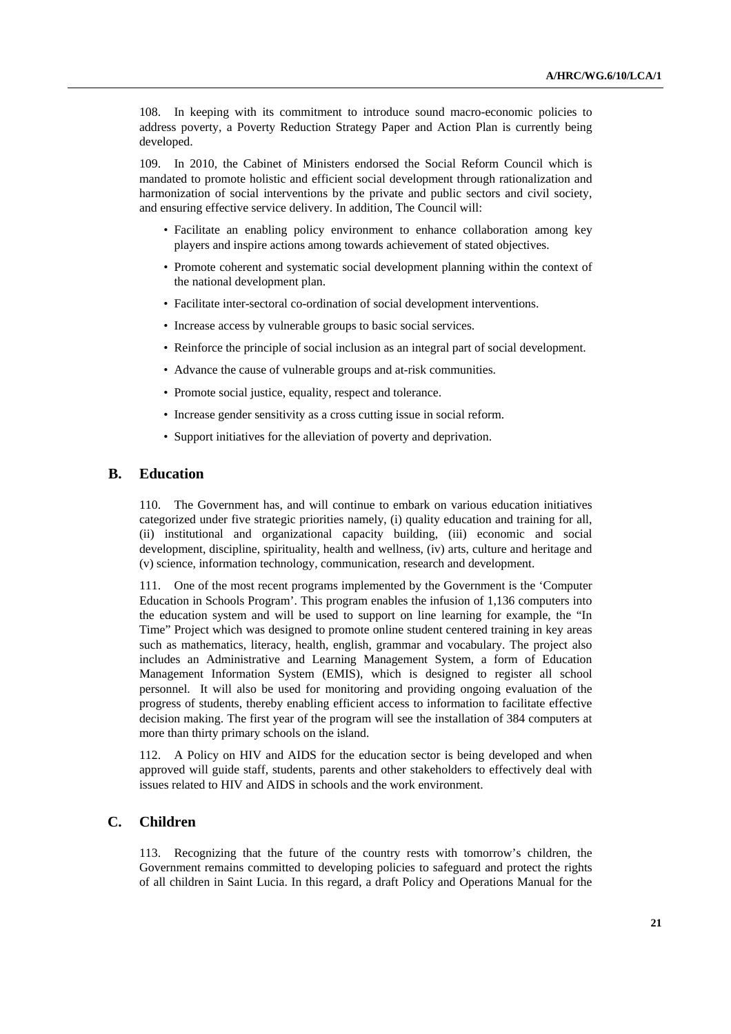108. In keeping with its commitment to introduce sound macro-economic policies to address poverty, a Poverty Reduction Strategy Paper and Action Plan is currently being developed.

109. In 2010, the Cabinet of Ministers endorsed the Social Reform Council which is mandated to promote holistic and efficient social development through rationalization and harmonization of social interventions by the private and public sectors and civil society, and ensuring effective service delivery. In addition, The Council will:

- Facilitate an enabling policy environment to enhance collaboration among key players and inspire actions among towards achievement of stated objectives.
- Promote coherent and systematic social development planning within the context of the national development plan.
- Facilitate inter-sectoral co-ordination of social development interventions.
- Increase access by vulnerable groups to basic social services.
- Reinforce the principle of social inclusion as an integral part of social development.
- Advance the cause of vulnerable groups and at-risk communities.
- Promote social justice, equality, respect and tolerance.
- Increase gender sensitivity as a cross cutting issue in social reform.
- Support initiatives for the alleviation of poverty and deprivation.

## B. Education

110. The Government has, and will continue to embark on various education initiatives categorized under five strategic priorities namely, (i) quality education and training for all, (ii) institutional and organizational capacity building, (iii) economic and social development, discipline, spirituality, health and wellness, (iv) arts, culture and heritage and (v) science, information technology, communication, research and development.

111. One of the most recent programs implemented by the Government is the 'Computer Education in Schools Program'. This program enables the infusion of 1,136 computers into the education system and will be used to support on line learning for example, the "In Time" Project which was designed to promote online student centered training in key areas such as mathematics, literacy, health, english, grammar and vocabulary. The project also includes an Administrative and Learning Management System, a form of Education Management Information System (EMIS), which is designed to register all school personnel. It will also be used for monitoring and providing ongoing evaluation of the progress of students, thereby enabling efficient access to information to facilitate effective decision making. The first year of the program will see the installation of 384 computers at more than thirty primary schools on the island.

112. A Policy on HIV and AIDS for the education sector is being developed and when approved will guide staff, students, parents and other stakeholders to effectively deal with issues related to HIV and AIDS in schools and the work environment.

## C. Children

113. Recognizing that the future of the country rests with tomorrow's children, the Government remains committed to developing policies to safeguard and protect the rights of all children in Saint Lucia. In this regard, a draft Policy and Operations Manual for the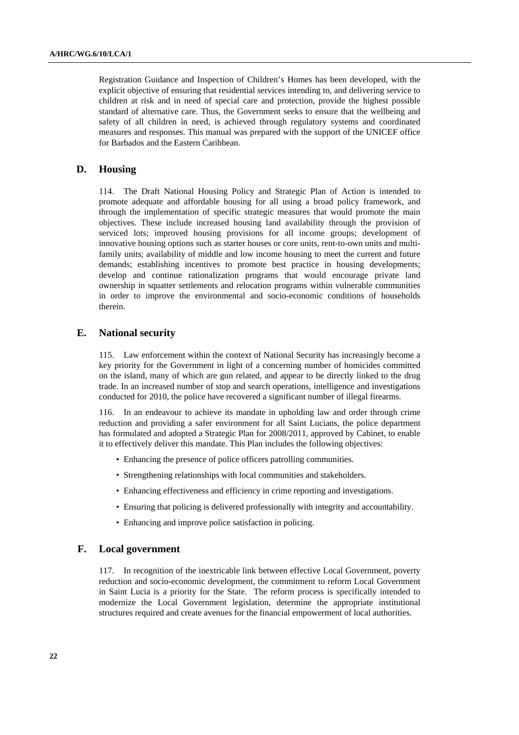Registration Guidance and Inspection of Children's Homes has been developed, with the explicit objective of ensuring that residential services intending to, and delivering service to children at risk and in need of special care and protection, provide the highest possible standard of alternative care. Thus, the Government seeks to ensure that the wellbeing and safety of all children in need, is achieved through regulatory systems and coordinated measures and responses. This manual was prepared with the support of the UNICEF office for Barbados and the Eastern Caribbean.

## D. Housing

114. The Draft National Housing Policy and Strategic Plan of Action is intended to promote adequate and affordable housing for all using a broad policy framework, and through the implementation of specific strategic measures that would promote the main objectives. These include increased housing land availability through the provision of serviced lots; improved housing provisions for all income groups; development of innovative housing options such as starter houses or core units, rent-to-own units and multi-family units; availability of middle and low income housing to meet the current and future demands; establishing incentives to promote best practice in housing developments; develop and continue rationalization programs that would encourage private land ownership in squatter settlements and relocation programs within vulnerable communities in order to improve the environmental and socio-economic conditions of households therein.

## E. National security

115. Law enforcement within the context of National Security has increasingly become a key priority for the Government in light of a concerning number of homicides committed on the island, many of which are gun related, and appear to be directly linked to the drug trade. In an increased number of stop and search operations, intelligence and investigations conducted for 2010, the police have recovered a significant number of illegal firearms.

116. In an endeavour to achieve its mandate in upholding law and order through crime reduction and providing a safer environment for all Saint Lucians, the police department has formulated and adopted a Strategic Plan for 2008/2011, approved by Cabinet, to enable it to effectively deliver this mandate. This Plan includes the following objectives:

- Enhancing the presence of police officers patrolling communities.
- Strengthening relationships with local communities and stakeholders.
- Enhancing effectiveness and efficiency in crime reporting and investigations.
- Ensuring that policing is delivered professionally with integrity and accountability.
- Enhancing and improve police satisfaction in policing.

## F. Local government

117. In recognition of the inextricable link between effective Local Government, poverty reduction and socio-economic development, the commitment to reform Local Government in Saint Lucia is a priority for the State. The reform process is specifically intended to modernize the Local Government legislation, determine the appropriate institutional structures required and create avenues for the financial empowerment of local authorities.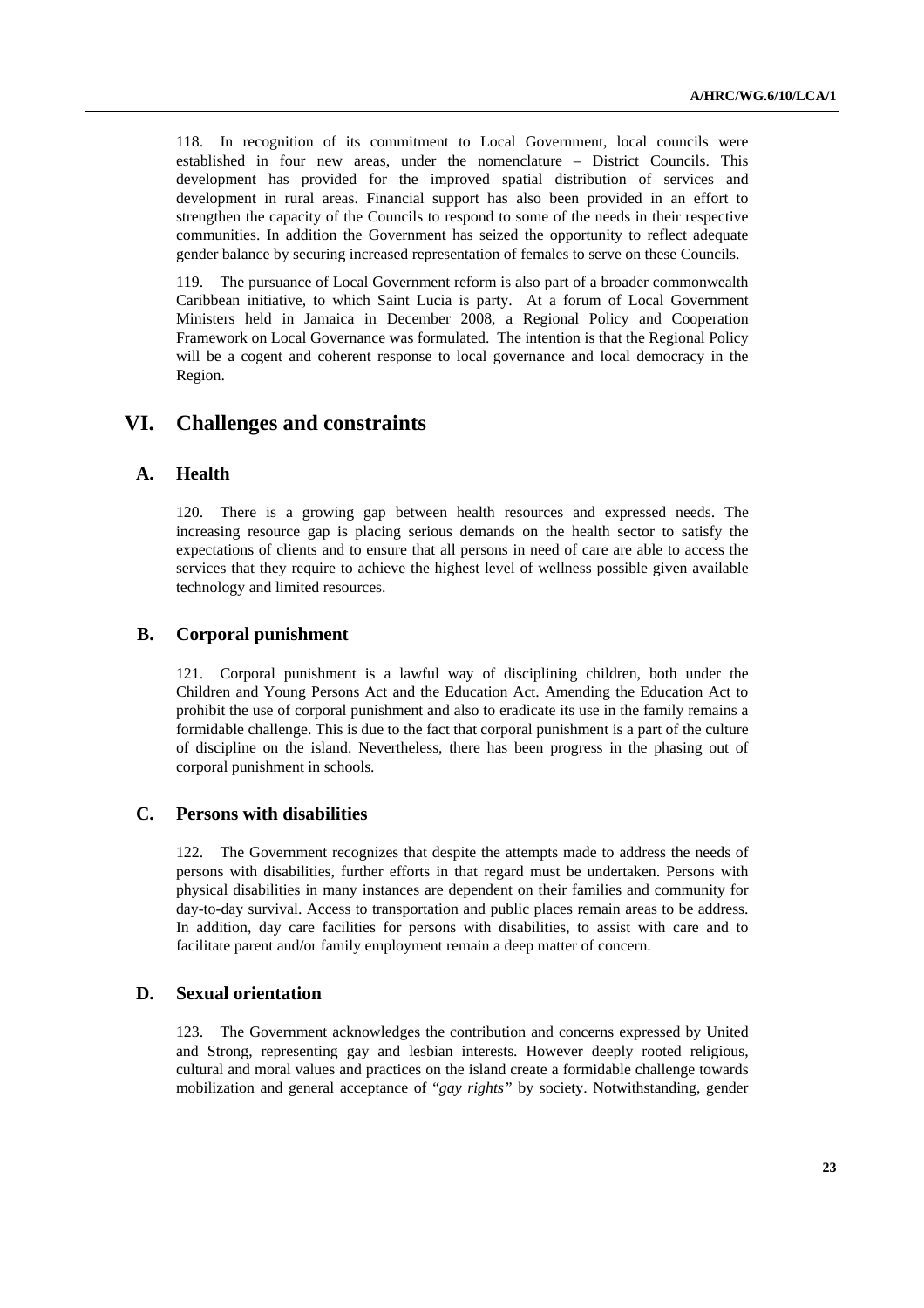118. In recognition of its commitment to Local Government, local councils were established in four new areas, under the nomenclature – District Councils. This development has provided for the improved spatial distribution of services and development in rural areas. Financial support has also been provided in an effort to strengthen the capacity of the Councils to respond to some of the needs in their respective communities. In addition the Government has seized the opportunity to reflect adequate gender balance by securing increased representation of females to serve on these Councils.

119. The pursuance of Local Government reform is also part of a broader commonwealth Caribbean initiative, to which Saint Lucia is party. At a forum of Local Government Ministers held in Jamaica in December 2008, a Regional Policy and Cooperation Framework on Local Governance was formulated. The intention is that the Regional Policy will be a cogent and coherent response to local governance and local democracy in the Region.

# VI. Challenges and constraints

## A. Health

120. There is a growing gap between health resources and expressed needs. The increasing resource gap is placing serious demands on the health sector to satisfy the expectations of clients and to ensure that all persons in need of care are able to access the services that they require to achieve the highest level of wellness possible given available technology and limited resources.

## B. Corporal punishment

121. Corporal punishment is a lawful way of disciplining children, both under the Children and Young Persons Act and the Education Act. Amending the Education Act to prohibit the use of corporal punishment and also to eradicate its use in the family remains a formidable challenge. This is due to the fact that corporal punishment is a part of the culture of discipline on the island. Nevertheless, there has been progress in the phasing out of corporal punishment in schools.

## C. Persons with disabilities

122. The Government recognizes that despite the attempts made to address the needs of persons with disabilities, further efforts in that regard must be undertaken. Persons with physical disabilities in many instances are dependent on their families and community for day-to-day survival. Access to transportation and public places remain areas to be address. In addition, day care facilities for persons with disabilities, to assist with care and to facilitate parent and/or family employment remain a deep matter of concern.

## D. Sexual orientation

123. The Government acknowledges the contribution and concerns expressed by United and Strong, representing gay and lesbian interests. However deeply rooted religious, cultural and moral values and practices on the island create a formidable challenge towards mobilization and general acceptance of "*gay rights"* by society. Notwithstanding, gender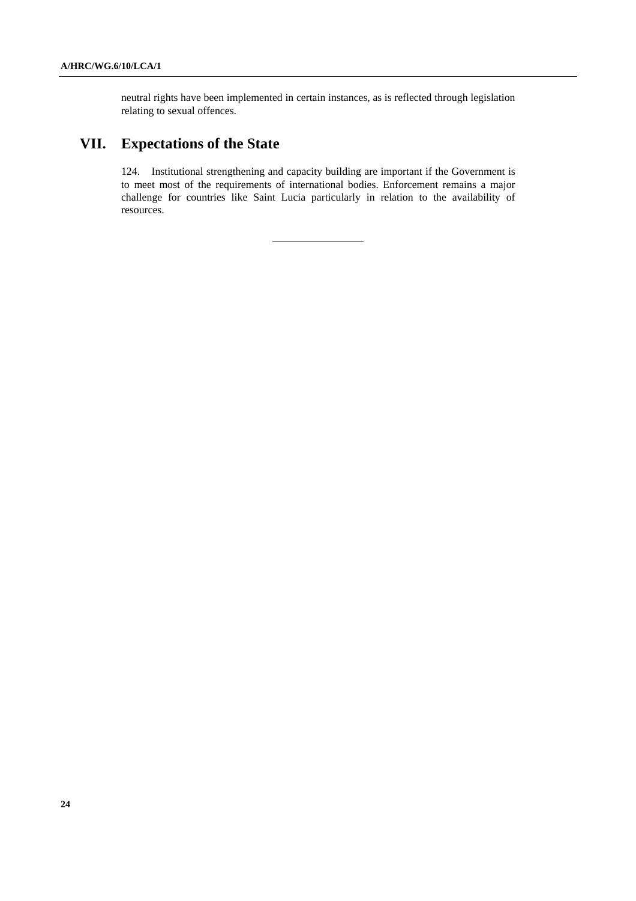neutral rights have been implemented in certain instances, as is reflected through legislation relating to sexual offences.

# VII. Expectations of the State

124. Institutional strengthening and capacity building are important if the Government is to meet most of the requirements of international bodies. Enforcement remains a major challenge for countries like Saint Lucia particularly in relation to the availability of resources.